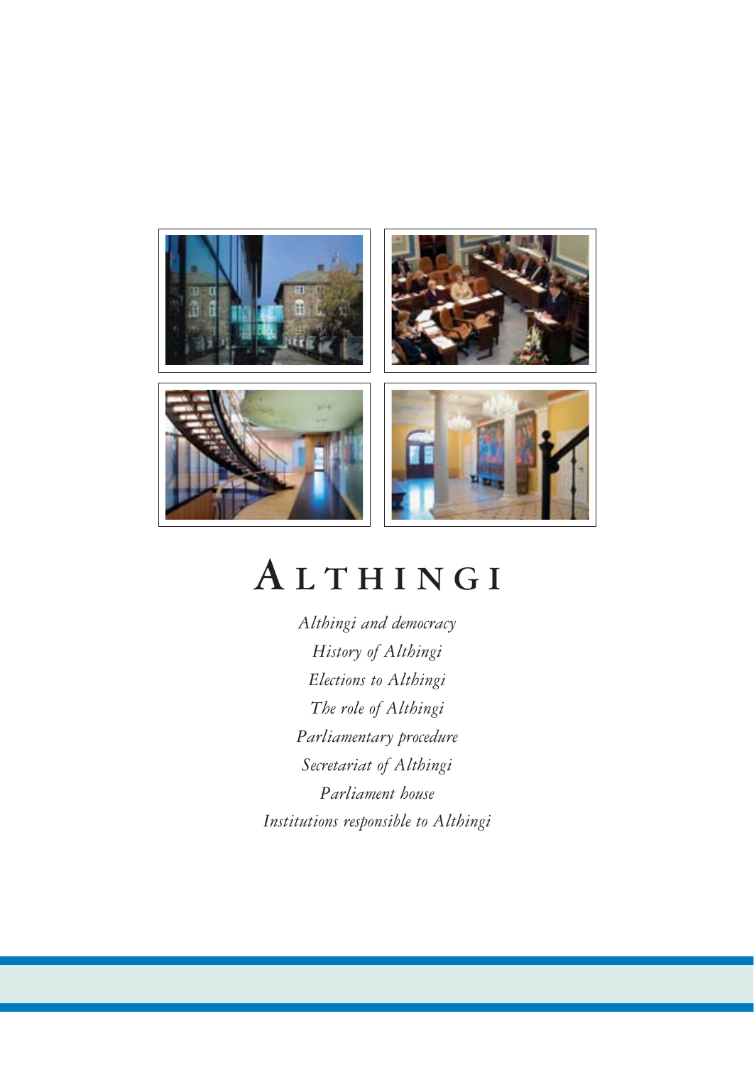# ALTHINGI

*Althingi and democracy*

*History of Althingi*

*Elections to Althingi*

*The role of Althingi*

*Parliamentary procedure*

*Secretariat of Althingi*

*Parliament house*

*Institutions responsible to Althingi*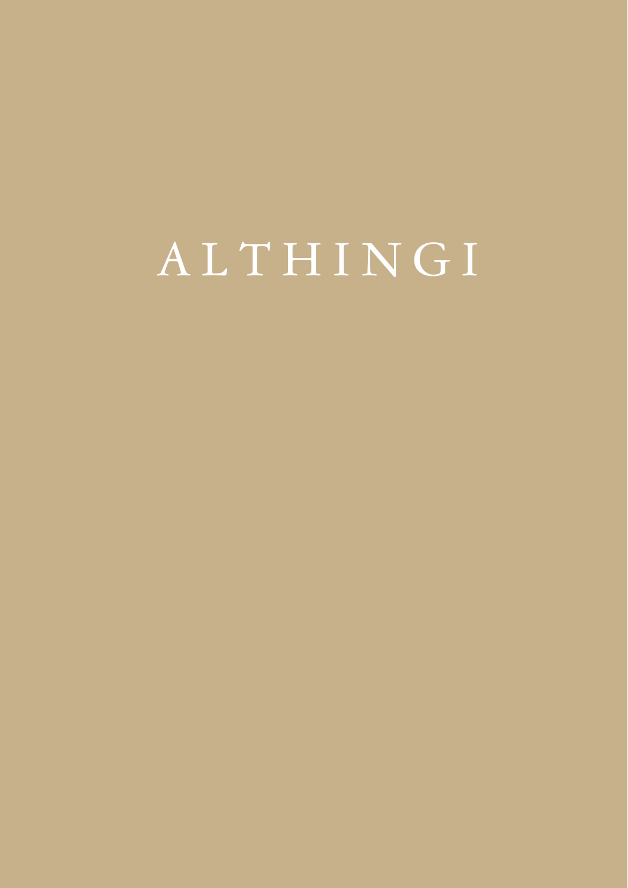# ALTHINGI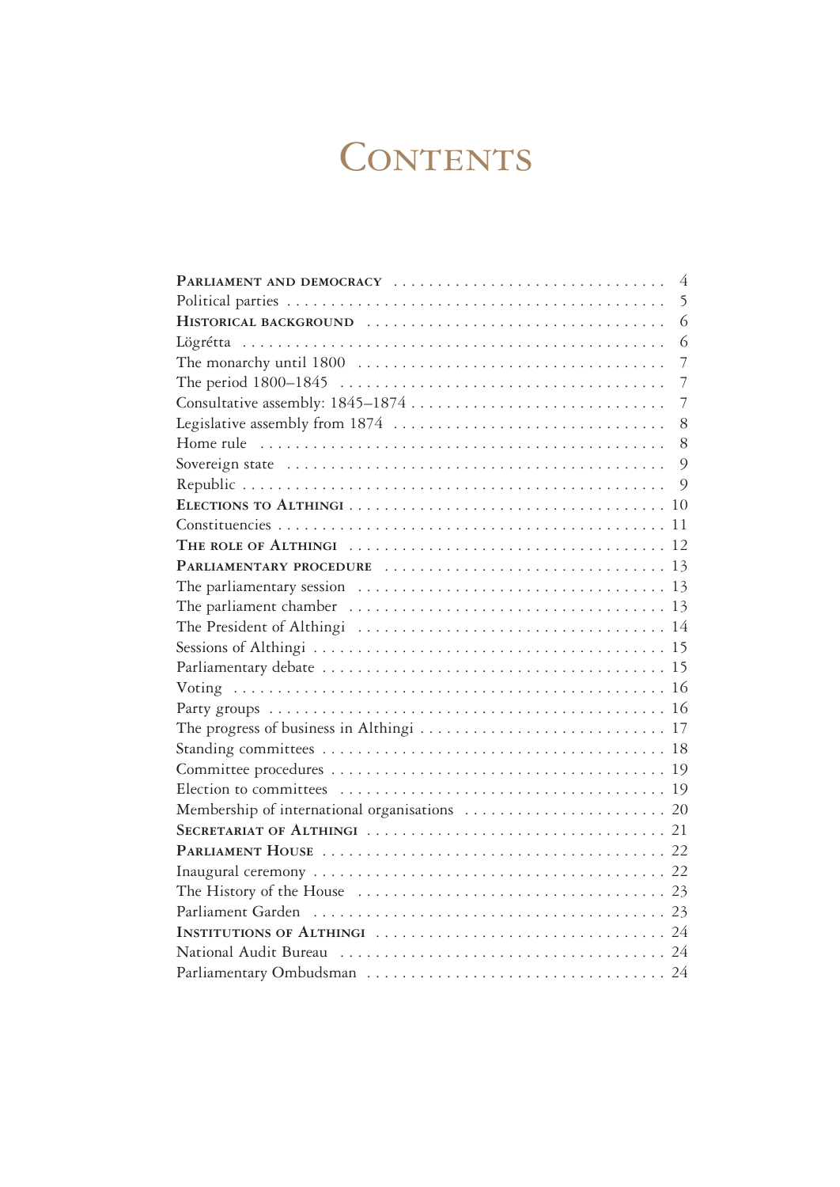# Contents

| | |
|---|---|
| **Parliament and democracy** | 4 |
| Political parties | 5 |
| **Historical background** | 6 |
| Lögrétta | 6 |
| The monarchy until 1800 | 7 |
| The period 1800–1845 | 7 |
| Consultative assembly: 1845–1874 | 7 |
| Legislative assembly from 1874 | 8 |
| Home rule | 8 |
| Sovereign state | 9 |
| Republic | 9 |
| **Elections to Althingi** | 10 |
| Constituencies | 11 |
| **The role of Althingi** | 12 |
| **Parliamentary procedure** | 13 |
| The parliamentary session | 13 |
| The parliament chamber | 13 |
| The President of Althingi | 14 |
| Sessions of Althingi | 15 |
| Parliamentary debate | 15 |
| Voting | 16 |
| Party groups | 16 |
| The progress of business in Althingi | 17 |
| Standing committees | 18 |
| Committee procedures | 19 |
| Election to committees | 19 |
| Membership of international organisations | 20 |
| **Secretariat of Althingi** | 21 |
| **Parliament House** | 22 |
| Inaugural ceremony | 22 |
| The History of the House | 23 |
| Parliament Garden | 23 |
| **Institutions of Althingi** | 24 |
| National Audit Bureau | 24 |
| Parliamentary Ombudsman | 24 |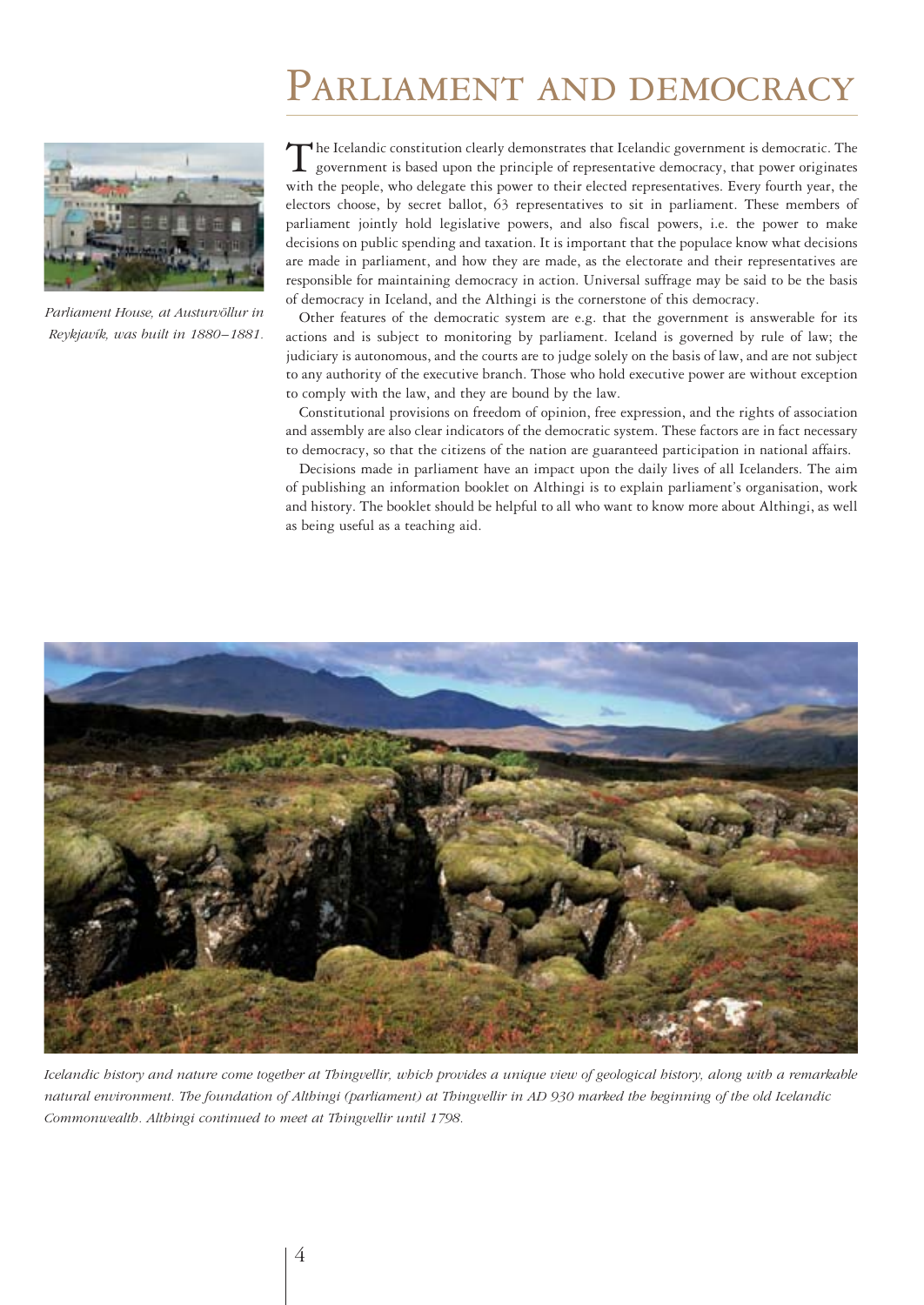# Parliament and democracy

Parliament House, at Austurvöllur in Reykjavík, was built in 1880–1881.

The Icelandic constitution clearly demonstrates that Icelandic government is democratic. The government is based upon the principle of representative democracy, that power originates with the people, who delegate this power to their elected representatives. Every fourth year, the electors choose, by secret ballot, 63 representatives to sit in parliament. These members of parliament jointly hold legislative powers, and also fiscal powers, i.e. the power to make decisions on public spending and taxation. It is important that the populace know what decisions are made in parliament, and how they are made, as the electorate and their representatives are responsible for maintaining democracy in action. Universal suffrage may be said to be the basis of democracy in Iceland, and the Althingi is the cornerstone of this democracy.

Other features of the democratic system are e.g. that the government is answerable for its actions and is subject to monitoring by parliament. Iceland is governed by rule of law; the judiciary is autonomous, and the courts are to judge solely on the basis of law, and are not subject to any authority of the executive branch. Those who hold executive power are without exception to comply with the law, and they are bound by the law.

Constitutional provisions on freedom of opinion, free expression, and the rights of association and assembly are also clear indicators of the democratic system. These factors are in fact necessary to democracy, so that the citizens of the nation are guaranteed participation in national affairs.

Decisions made in parliament have an impact upon the daily lives of all Icelanders. The aim of publishing an information booklet on Althingi is to explain parliament's organisation, work and history. The booklet should be helpful to all who want to know more about Althingi, as well as being useful as a teaching aid.

*Icelandic history and nature come together at Thingvellir, which provides a unique view of geological history, along with a remarkable natural environment. The foundation of Althingi (parliament) at Thingvellir in AD 930 marked the beginning of the old Icelandic Commonwealth. Althingi continued to meet at Thingvellir until 1798.*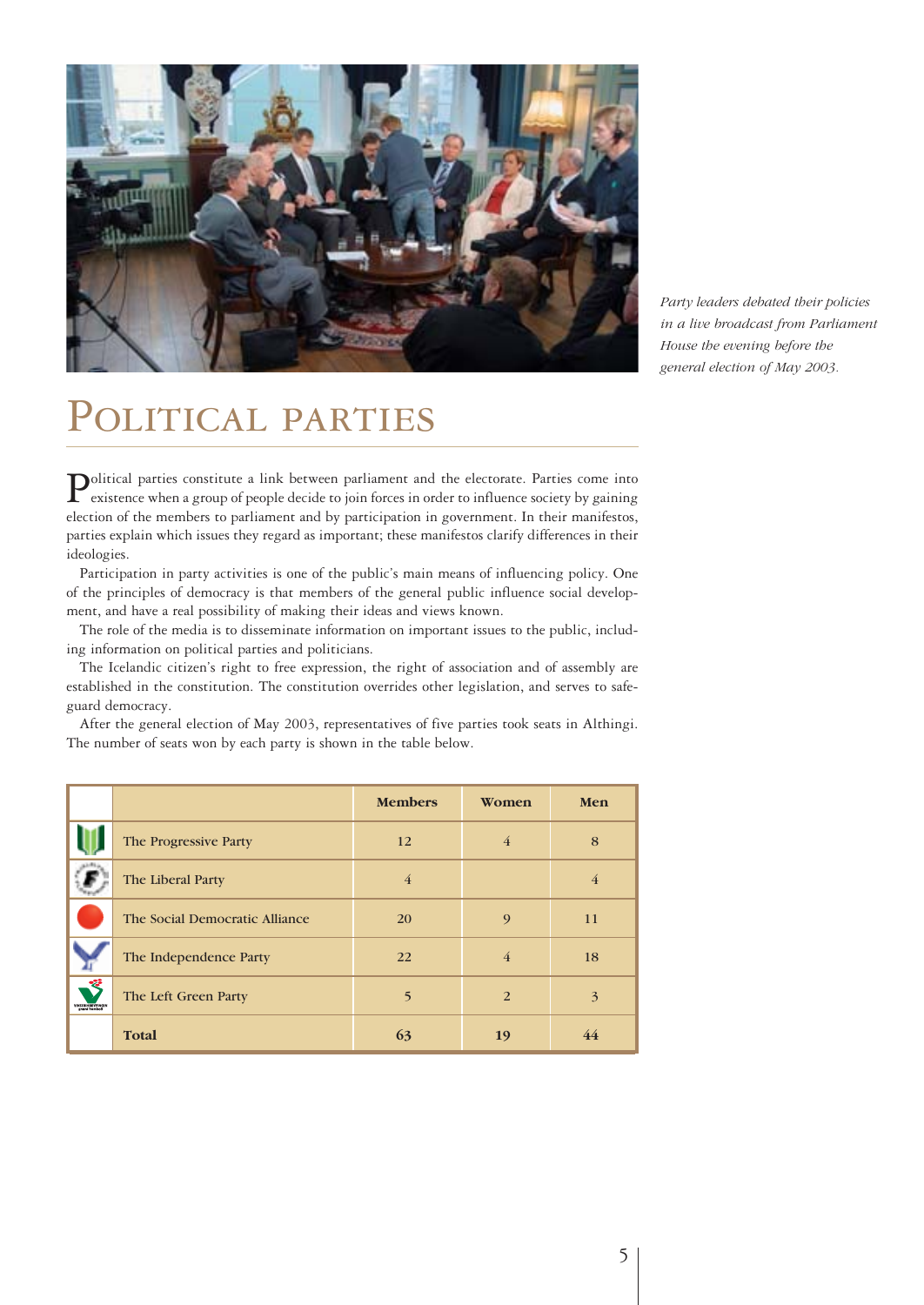*Party leaders debated their policies in a live broadcast from Parliament House the evening before the general election of May 2003.*

# Political parties

Political parties constitute a link between parliament and the electorate. Parties come into existence when a group of people decide to join forces in order to influence society by gaining election of the members to parliament and by participation in government. In their manifestos, parties explain which issues they regard as important; these manifestos clarify differences in their ideologies.

Participation in party activities is one of the public's main means of influencing policy. One of the principles of democracy is that members of the general public influence social development, and have a real possibility of making their ideas and views known.

The role of the media is to disseminate information on important issues to the public, including information on political parties and politicians.

The Icelandic citizen's right to free expression, the right of association and of assembly are established in the constitution. The constitution overrides other legislation, and serves to safeguard democracy.

After the general election of May 2003, representatives of five parties took seats in Althingi. The number of seats won by each party is shown in the table below.

| | | Members | Women | Men |
|---|---|---|---|---|
| | The Progressive Party | 12 | 4 | 8 |
| | The Liberal Party | 4 | | 4 |
| | The Social Democratic Alliance | 20 | 9 | 11 |
| | The Independence Party | 22 | 4 | 18 |
| | The Left Green Party | 5 | 2 | 3 |
| | **Total** | 63 | 19 | 44 |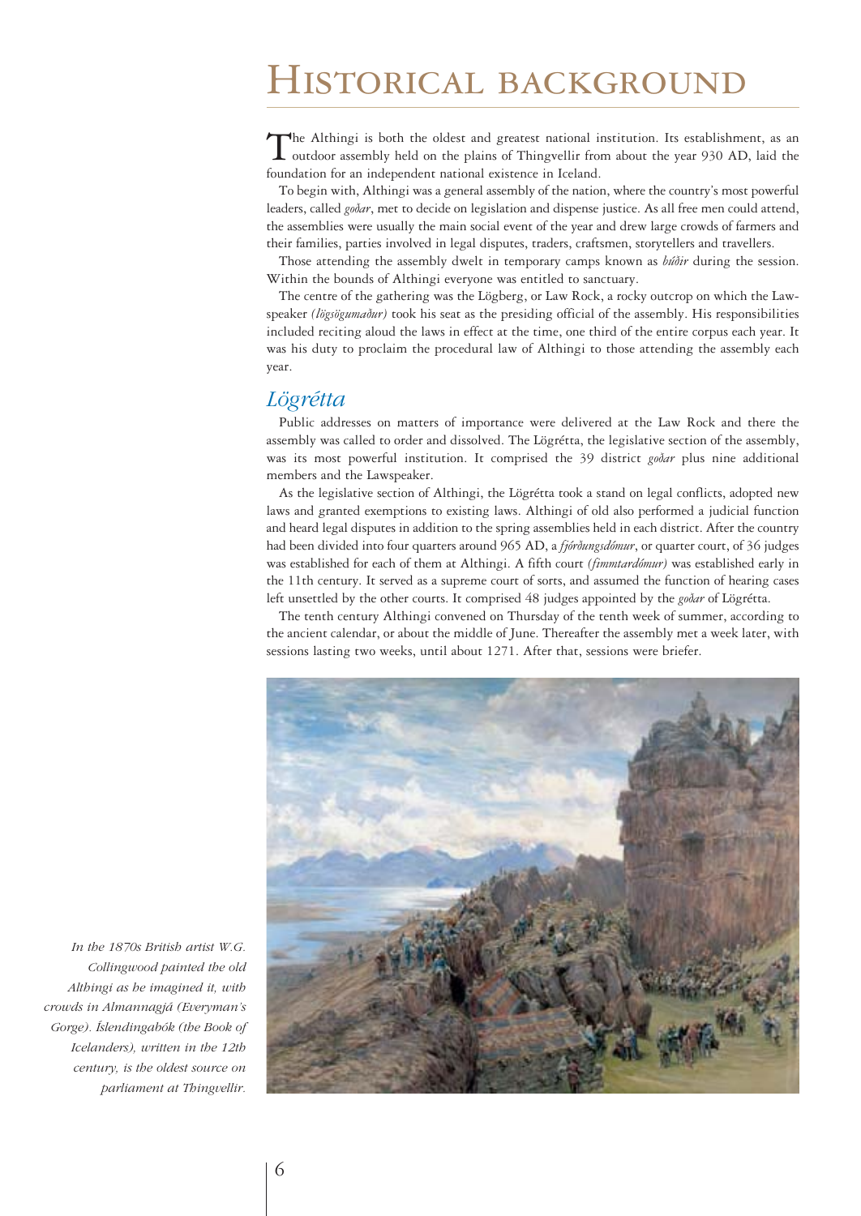# Historical background

The Althingi is both the oldest and greatest national institution. Its establishment, as an outdoor assembly held on the plains of Thingvellir from about the year 930 AD, laid the foundation for an independent national existence in Iceland.

To begin with, Althingi was a general assembly of the nation, where the country's most powerful leaders, called *goðar*, met to decide on legislation and dispense justice. As all free men could attend, the assemblies were usually the main social event of the year and drew large crowds of farmers and their families, parties involved in legal disputes, traders, craftsmen, storytellers and travellers.

Those attending the assembly dwelt in temporary camps known as *búðir* during the session. Within the bounds of Althingi everyone was entitled to sanctuary.

The centre of the gathering was the Lögberg, or Law Rock, a rocky outcrop on which the Law-speaker *(lögsögumaður)* took his seat as the presiding official of the assembly. His responsibilities included reciting aloud the laws in effect at the time, one third of the entire corpus each year. It was his duty to proclaim the procedural law of Althingi to those attending the assembly each year.

## *Lögrétta*

Public addresses on matters of importance were delivered at the Law Rock and there the assembly was called to order and dissolved. The Lögrétta, the legislative section of the assembly, was its most powerful institution. It comprised the 39 district *goðar* plus nine additional members and the Lawspeaker.

As the legislative section of Althingi, the Lögrétta took a stand on legal conflicts, adopted new laws and granted exemptions to existing laws. Althingi of old also performed a judicial function and heard legal disputes in addition to the spring assemblies held in each district. After the country had been divided into four quarters around 965 AD, a *fjórðungsdómur*, or quarter court, of 36 judges was established for each of them at Althingi. A fifth court *(fimmtardómur)* was established early in the 11th century. It served as a supreme court of sorts, and assumed the function of hearing cases left unsettled by the other courts. It comprised 48 judges appointed by the *goðar* of Lögrétta.

The tenth century Althingi convened on Thursday of the tenth week of summer, according to the ancient calendar, or about the middle of June. Thereafter the assembly met a week later, with sessions lasting two weeks, until about 1271. After that, sessions were briefer.

*In the 1870s British artist W.G. Collingwood painted the old Althingi as he imagined it, with crowds in Almannagjá (Everyman's Gorge). Íslendingabók (the Book of Icelanders), written in the 12th century, is the oldest source on parliament at Thingvellir.*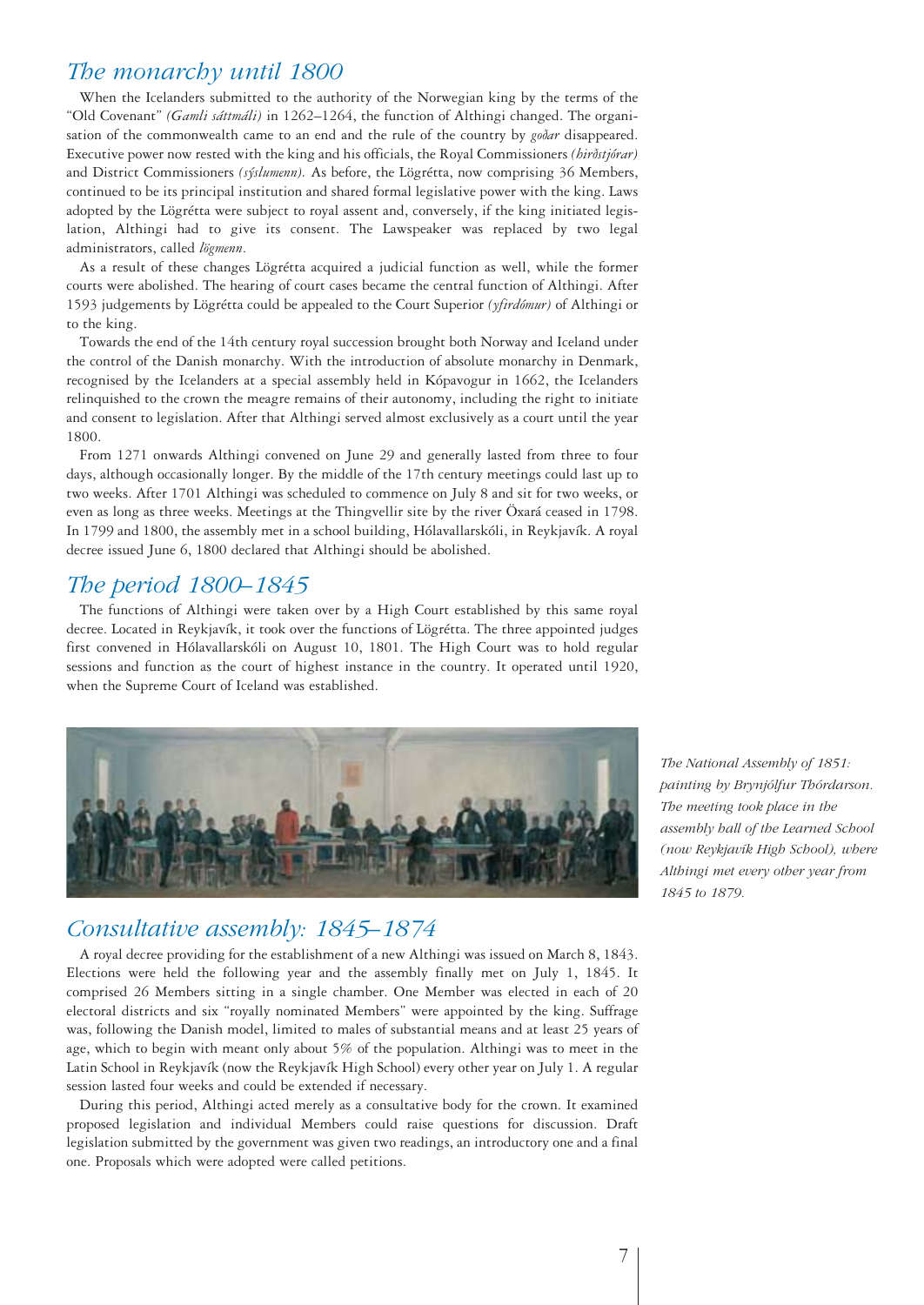## *The monarchy until 1800*

When the Icelanders submitted to the authority of the Norwegian king by the terms of the "Old Covenant" *(Gamli sáttmáli)* in 1262–1264, the function of Althingi changed. The organisation of the commonwealth came to an end and the rule of the country by *goðar* disappeared. Executive power now rested with the king and his officials, the Royal Commissioners *(hirðstjórar)* and District Commissioners *(sýslumenn)*. As before, the Lögrétta, now comprising 36 Members, continued to be its principal institution and shared formal legislative power with the king. Laws adopted by the Lögrétta were subject to royal assent and, conversely, if the king initiated legislation, Althingi had to give its consent. The Lawspeaker was replaced by two legal administrators, called *lögmenn*.

As a result of these changes Lögrétta acquired a judicial function as well, while the former courts were abolished. The hearing of court cases became the central function of Althingi. After 1593 judgements by Lögrétta could be appealed to the Court Superior *(yfirdómur)* of Althingi or to the king.

Towards the end of the 14th century royal succession brought both Norway and Iceland under the control of the Danish monarchy. With the introduction of absolute monarchy in Denmark, recognised by the Icelanders at a special assembly held in Kópavogur in 1662, the Icelanders relinquished to the crown the meagre remains of their autonomy, including the right to initiate and consent to legislation. After that Althingi served almost exclusively as a court until the year 1800.

From 1271 onwards Althingi convened on June 29 and generally lasted from three to four days, although occasionally longer. By the middle of the 17th century meetings could last up to two weeks. After 1701 Althingi was scheduled to commence on July 8 and sit for two weeks, or even as long as three weeks. Meetings at the Thingvellir site by the river Öxará ceased in 1798. In 1799 and 1800, the assembly met in a school building, Hólavallarskóli, in Reykjavík. A royal decree issued June 6, 1800 declared that Althingi should be abolished.

## *The period 1800–1845*

The functions of Althingi were taken over by a High Court established by this same royal decree. Located in Reykjavík, it took over the functions of Lögrétta. The three appointed judges first convened in Hólavallarskóli on August 10, 1801. The High Court was to hold regular sessions and function as the court of highest instance in the country. It operated until 1920, when the Supreme Court of Iceland was established.

*The National Assembly of 1851: painting by Brynjólfur Thórdarson. The meeting took place in the assembly hall of the Learned School (now Reykjavík High School), where Althingi met every other year from 1845 to 1879.*

## *Consultative assembly: 1845–1874*

A royal decree providing for the establishment of a new Althingi was issued on March 8, 1843. Elections were held the following year and the assembly finally met on July 1, 1845. It comprised 26 Members sitting in a single chamber. One Member was elected in each of 20 electoral districts and six "royally nominated Members" were appointed by the king. Suffrage was, following the Danish model, limited to males of substantial means and at least 25 years of age, which to begin with meant only about 5% of the population. Althingi was to meet in the Latin School in Reykjavík (now the Reykjavík High School) every other year on July 1. A regular session lasted four weeks and could be extended if necessary.

During this period, Althingi acted merely as a consultative body for the crown. It examined proposed legislation and individual Members could raise questions for discussion. Draft legislation submitted by the government was given two readings, an introductory one and a final one. Proposals which were adopted were called petitions.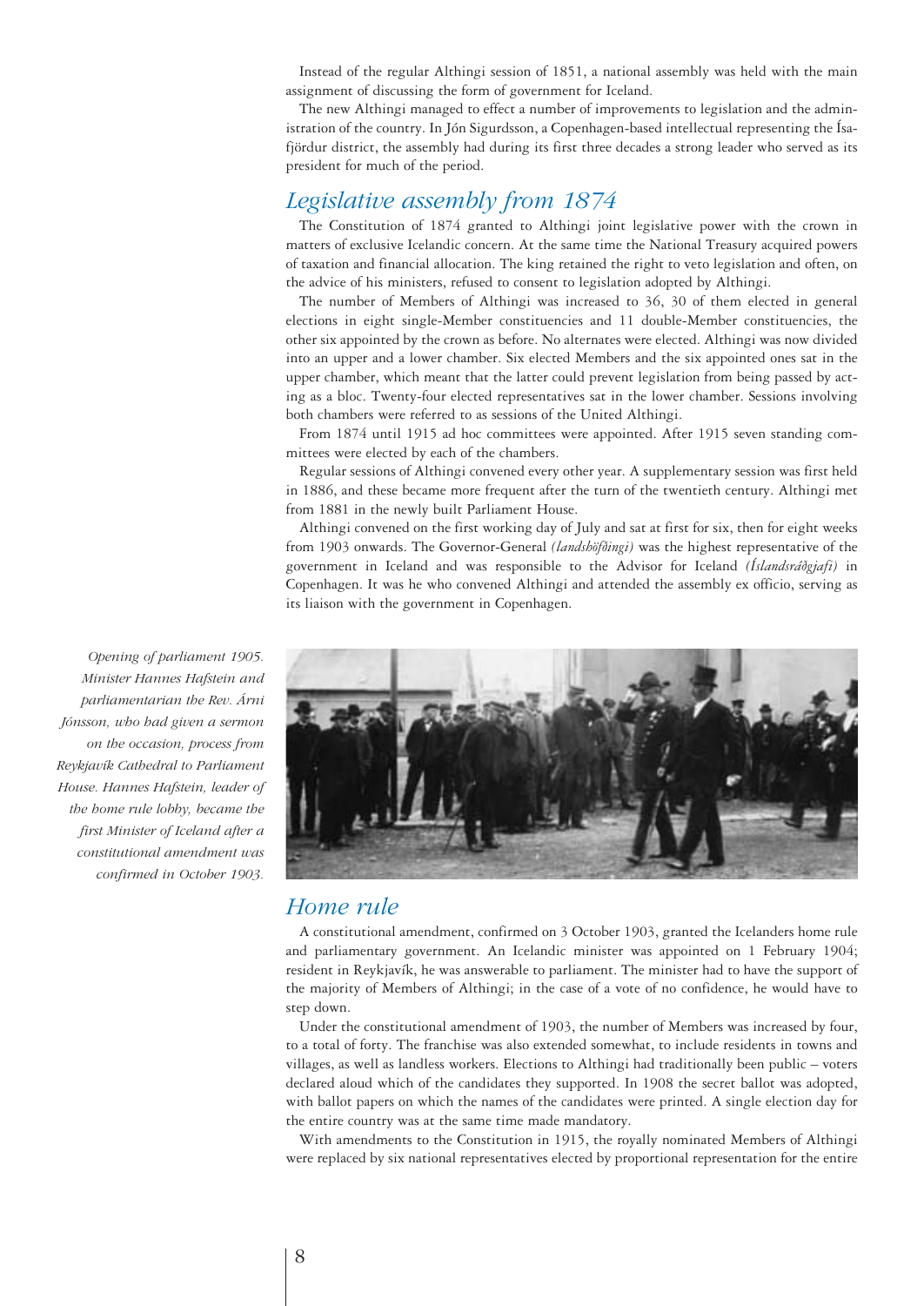Instead of the regular Althingi session of 1851, a national assembly was held with the main assignment of discussing the form of government for Iceland.

The new Althingi managed to effect a number of improvements to legislation and the administration of the country. In Jón Sigurdsson, a Copenhagen-based intellectual representing the Ísafjördur district, the assembly had during its first three decades a strong leader who served as its president for much of the period.

## Legislative assembly from 1874

The Constitution of 1874 granted to Althingi joint legislative power with the crown in matters of exclusive Icelandic concern. At the same time the National Treasury acquired powers of taxation and financial allocation. The king retained the right to veto legislation and often, on the advice of his ministers, refused to consent to legislation adopted by Althingi.

The number of Members of Althingi was increased to 36, 30 of them elected in general elections in eight single-Member constituencies and 11 double-Member constituencies, the other six appointed by the crown as before. No alternates were elected. Althingi was now divided into an upper and a lower chamber. Six elected Members and the six appointed ones sat in the upper chamber, which meant that the latter could prevent legislation from being passed by acting as a bloc. Twenty-four elected representatives sat in the lower chamber. Sessions involving both chambers were referred to as sessions of the United Althingi.

From 1874 until 1915 ad hoc committees were appointed. After 1915 seven standing committees were elected by each of the chambers.

Regular sessions of Althingi convened every other year. A supplementary session was first held in 1886, and these became more frequent after the turn of the twentieth century. Althingi met from 1881 in the newly built Parliament House.

Althingi convened on the first working day of July and sat at first for six, then for eight weeks from 1903 onwards. The Governor-General *(landshöfðingi)* was the highest representative of the government in Iceland and was responsible to the Advisor for Iceland *(Íslandsráðgjafi)* in Copenhagen. It was he who convened Althingi and attended the assembly ex officio, serving as its liaison with the government in Copenhagen.

*Opening of parliament 1905. Minister Hannes Hafstein and parliamentarian the Rev. Árni Jónsson, who had given a sermon on the occasion, process from Reykjavík Cathedral to Parliament House. Hannes Hafstein, leader of the home rule lobby, became the first Minister of Iceland after a constitutional amendment was confirmed in October 1903.*

## Home rule

A constitutional amendment, confirmed on 3 October 1903, granted the Icelanders home rule and parliamentary government. An Icelandic minister was appointed on 1 February 1904; resident in Reykjavík, he was answerable to parliament. The minister had to have the support of the majority of Members of Althingi; in the case of a vote of no confidence, he would have to step down.

Under the constitutional amendment of 1903, the number of Members was increased by four, to a total of forty. The franchise was also extended somewhat, to include residents in towns and villages, as well as landless workers. Elections to Althingi had traditionally been public – voters declared aloud which of the candidates they supported. In 1908 the secret ballot was adopted, with ballot papers on which the names of the candidates were printed. A single election day for the entire country was at the same time made mandatory.

With amendments to the Constitution in 1915, the royally nominated Members of Althingi were replaced by six national representatives elected by proportional representation for the entire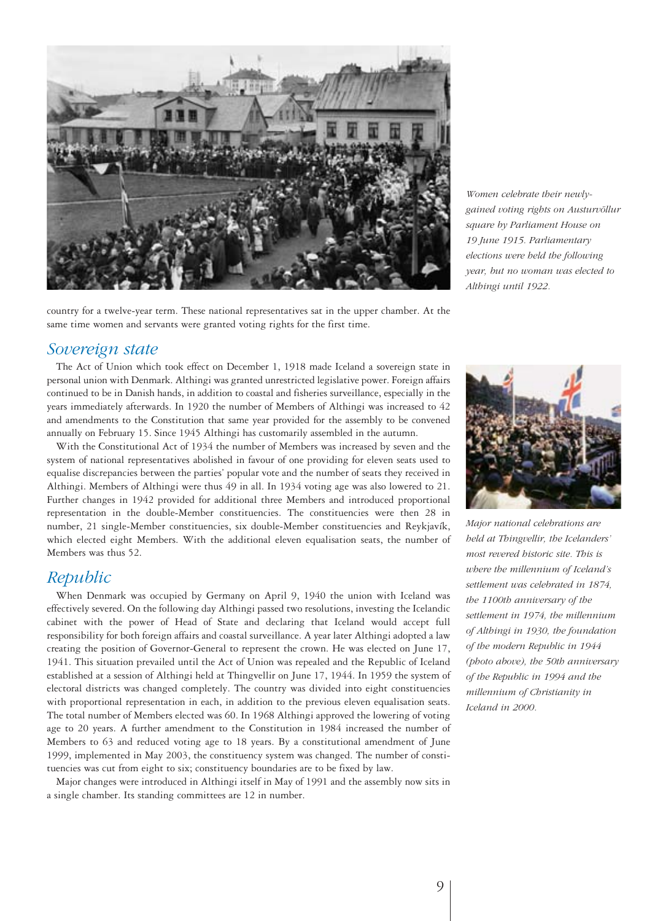*Women celebrate their newly-gained voting rights on Austurvöllur square by Parliament House on 19 June 1915. Parliamentary elections were held the following year, but no woman was elected to Althingi until 1922.*

country for a twelve-year term. These national representatives sat in the upper chamber. At the same time women and servants were granted voting rights for the first time.

## Sovereign state

The Act of Union which took effect on December 1, 1918 made Iceland a sovereign state in personal union with Denmark. Althingi was granted unrestricted legislative power. Foreign affairs continued to be in Danish hands, in addition to coastal and fisheries surveillance, especially in the years immediately afterwards. In 1920 the number of Members of Althingi was increased to 42 and amendments to the Constitution that same year provided for the assembly to be convened annually on February 15. Since 1945 Althingi has customarily assembled in the autumn.

With the Constitutional Act of 1934 the number of Members was increased by seven and the system of national representatives abolished in favour of one providing for eleven seats used to equalise discrepancies between the parties' popular vote and the number of seats they received in Althingi. Members of Althingi were thus 49 in all. In 1934 voting age was also lowered to 21. Further changes in 1942 provided for additional three Members and introduced proportional representation in the double-Member constituencies. The constituencies were then 28 in number, 21 single-Member constituencies, six double-Member constituencies and Reykjavík, which elected eight Members. With the additional eleven equalisation seats, the number of Members was thus 52.

## Republic

When Denmark was occupied by Germany on April 9, 1940 the union with Iceland was effectively severed. On the following day Althingi passed two resolutions, investing the Icelandic cabinet with the power of Head of State and declaring that Iceland would accept full responsibility for both foreign affairs and coastal surveillance. A year later Althingi adopted a law creating the position of Governor-General to represent the crown. He was elected on June 17, 1941. This situation prevailed until the Act of Union was repealed and the Republic of Iceland established at a session of Althingi held at Thingvellir on June 17, 1944. In 1959 the system of electoral districts was changed completely. The country was divided into eight constituencies with proportional representation in each, in addition to the previous eleven equalisation seats. The total number of Members elected was 60. In 1968 Althingi approved the lowering of voting age to 20 years. A further amendment to the Constitution in 1984 increased the number of Members to 63 and reduced voting age to 18 years. By a constitutional amendment of June 1999, implemented in May 2003, the constituency system was changed. The number of constituencies was cut from eight to six; constituency boundaries are to be fixed by law.

Major changes were introduced in Althingi itself in May of 1991 and the assembly now sits in a single chamber. Its standing committees are 12 in number.

*Major national celebrations are held at Thingvellir, the Icelanders' most revered historic site. This is where the millennium of Iceland's settlement was celebrated in 1874, the 1100th anniversary of the settlement in 1974, the millennium of Althingi in 1930, the foundation of the modern Republic in 1944 (photo above), the 50th anniversary of the Republic in 1994 and the millennium of Christianity in Iceland in 2000.*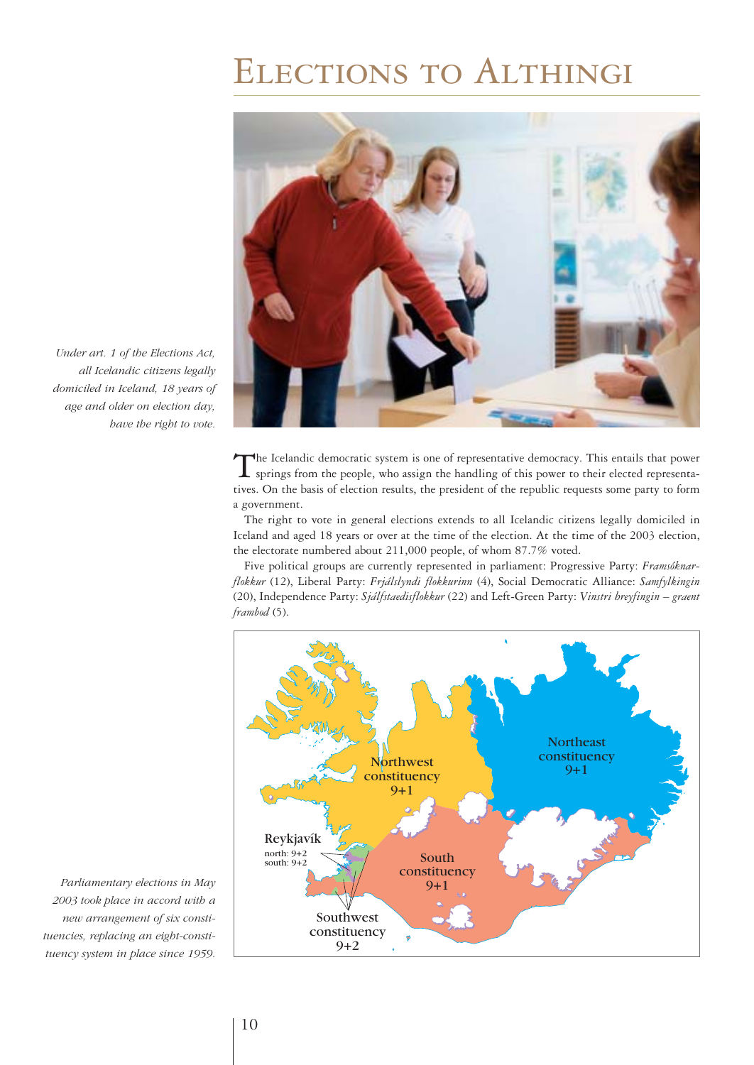# Elections to Althingi

*Under art. 1 of the Elections Act, all Icelandic citizens legally domiciled in Iceland, 18 years of age and older on election day, have the right to vote.*

The Icelandic democratic system is one of representative democracy. This entails that power springs from the people, who assign the handling of this power to their elected representatives. On the basis of election results, the president of the republic requests some party to form a government.

The right to vote in general elections extends to all Icelandic citizens legally domiciled in Iceland and aged 18 years or over at the time of the election. At the time of the 2003 election, the electorate numbered about 211,000 people, of whom 87.7% voted.

Five political groups are currently represented in parliament: Progressive Party: *Framsóknarflokkur* (12), Liberal Party: *Frjálslyndi flokkurinn* (4), Social Democratic Alliance: *Samfylkingin* (20), Independence Party: *Sjálfstaedisflokkur* (22) and Left-Green Party: *Vinstri hreyfingin – graent frambod* (5).

Northwest constituency 9+1

Northeast constituency 9+1

Reykjavík
north: 9+2
south: 9+2

South constituency 9+1

Southwest constituency 9+2

*Parliamentary elections in May 2003 took place in accord with a new arrangement of six constituencies, replacing an eight-constituency system in place since 1959.*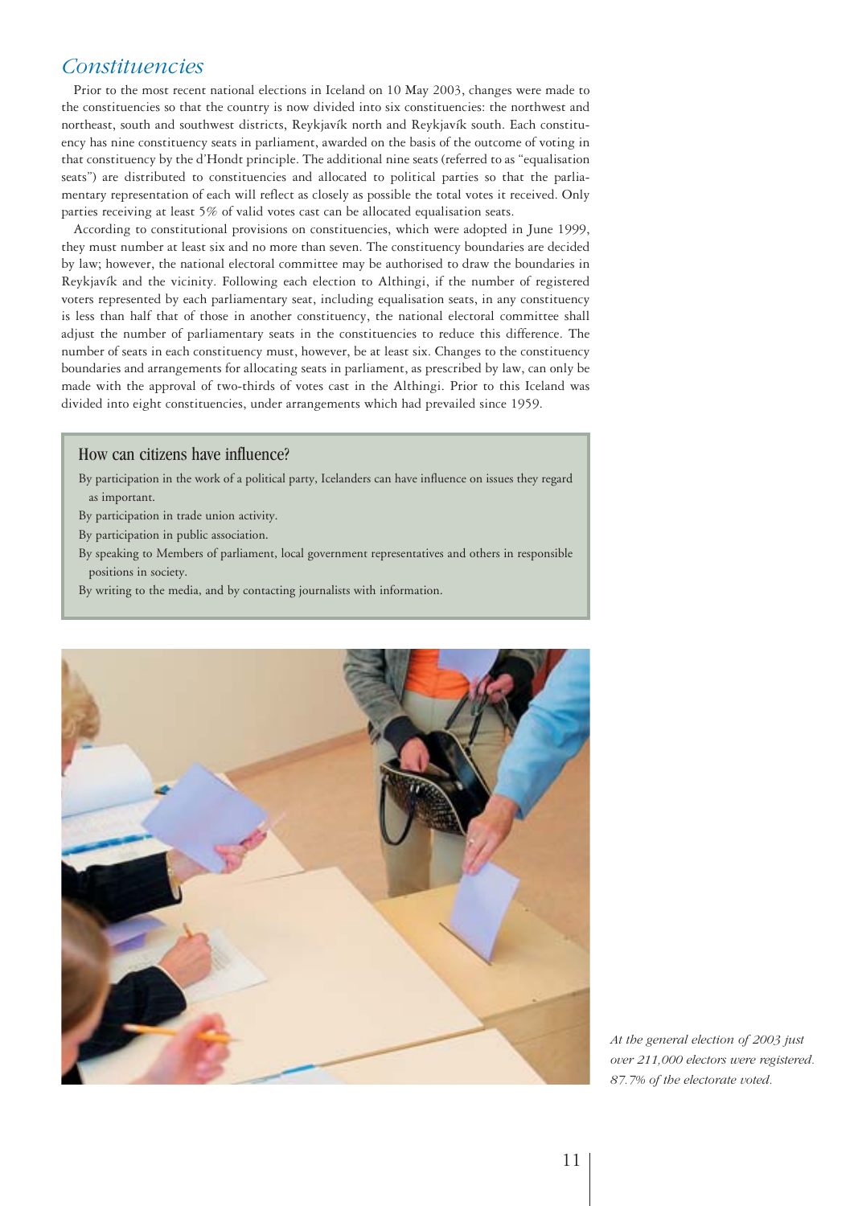## *Constituencies*

Prior to the most recent national elections in Iceland on 10 May 2003, changes were made to the constituencies so that the country is now divided into six constituencies: the northwest and northeast, south and southwest districts, Reykjavík north and Reykjavík south. Each constituency has nine constituency seats in parliament, awarded on the basis of the outcome of voting in that constituency by the d'Hondt principle. The additional nine seats (referred to as "equalisation seats") are distributed to constituencies and allocated to political parties so that the parliamentary representation of each will reflect as closely as possible the total votes it received. Only parties receiving at least 5% of valid votes cast can be allocated equalisation seats.

According to constitutional provisions on constituencies, which were adopted in June 1999, they must number at least six and no more than seven. The constituency boundaries are decided by law; however, the national electoral committee may be authorised to draw the boundaries in Reykjavík and the vicinity. Following each election to Althingi, if the number of registered voters represented by each parliamentary seat, including equalisation seats, in any constituency is less than half that of those in another constituency, the national electoral committee shall adjust the number of parliamentary seats in the constituencies to reduce this difference. The number of seats in each constituency must, however, be at least six. Changes to the constituency boundaries and arrangements for allocating seats in parliament, as prescribed by law, can only be made with the approval of two-thirds of votes cast in the Althingi. Prior to this Iceland was divided into eight constituencies, under arrangements which had prevailed since 1959.

### How can citizens have influence?

By participation in the work of a political party, Icelanders can have influence on issues they regard as important.

By participation in trade union activity.

By participation in public association.

By speaking to Members of parliament, local government representatives and others in responsible positions in society.

By writing to the media, and by contacting journalists with information.

*At the general election of 2003 just over 211,000 electors were registered. 87.7% of the electorate voted.*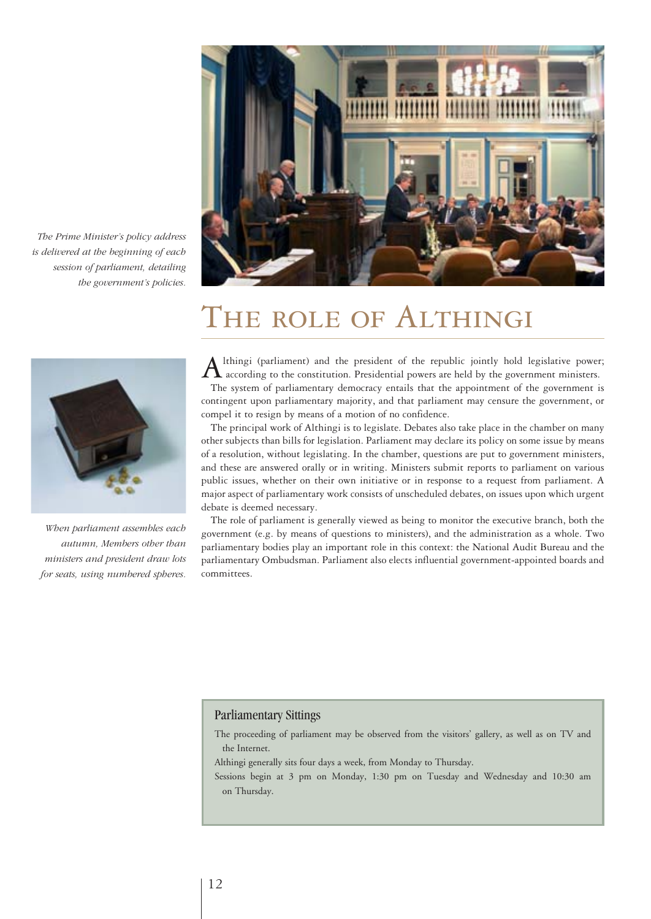*The Prime Minister's policy address is delivered at the beginning of each session of parliament, detailing the government's policies.*

# The role of Althingi

Althingi (parliament) and the president of the republic jointly hold legislative power; according to the constitution. Presidential powers are held by the government ministers.

The system of parliamentary democracy entails that the appointment of the government is contingent upon parliamentary majority, and that parliament may censure the government, or compel it to resign by means of a motion of no confidence.

The principal work of Althingi is to legislate. Debates also take place in the chamber on many other subjects than bills for legislation. Parliament may declare its policy on some issue by means of a resolution, without legislating. In the chamber, questions are put to government ministers, and these are answered orally or in writing. Ministers submit reports to parliament on various public issues, whether on their own initiative or in response to a request from parliament. A major aspect of parliamentary work consists of unscheduled debates, on issues upon which urgent debate is deemed necessary.

The role of parliament is generally viewed as being to monitor the executive branch, both the government (e.g. by means of questions to ministers), and the administration as a whole. Two parliamentary bodies play an important role in this context: the National Audit Bureau and the parliamentary Ombudsman. Parliament also elects influential government-appointed boards and committees.

*When parliament assembles each autumn, Members other than ministers and president draw lots for seats, using numbered spheres.*

## Parliamentary Sittings

The proceeding of parliament may be observed from the visitors' gallery, as well as on TV and the Internet.

Althingi generally sits four days a week, from Monday to Thursday.

Sessions begin at 3 pm on Monday, 1:30 pm on Tuesday and Wednesday and 10:30 am on Thursday.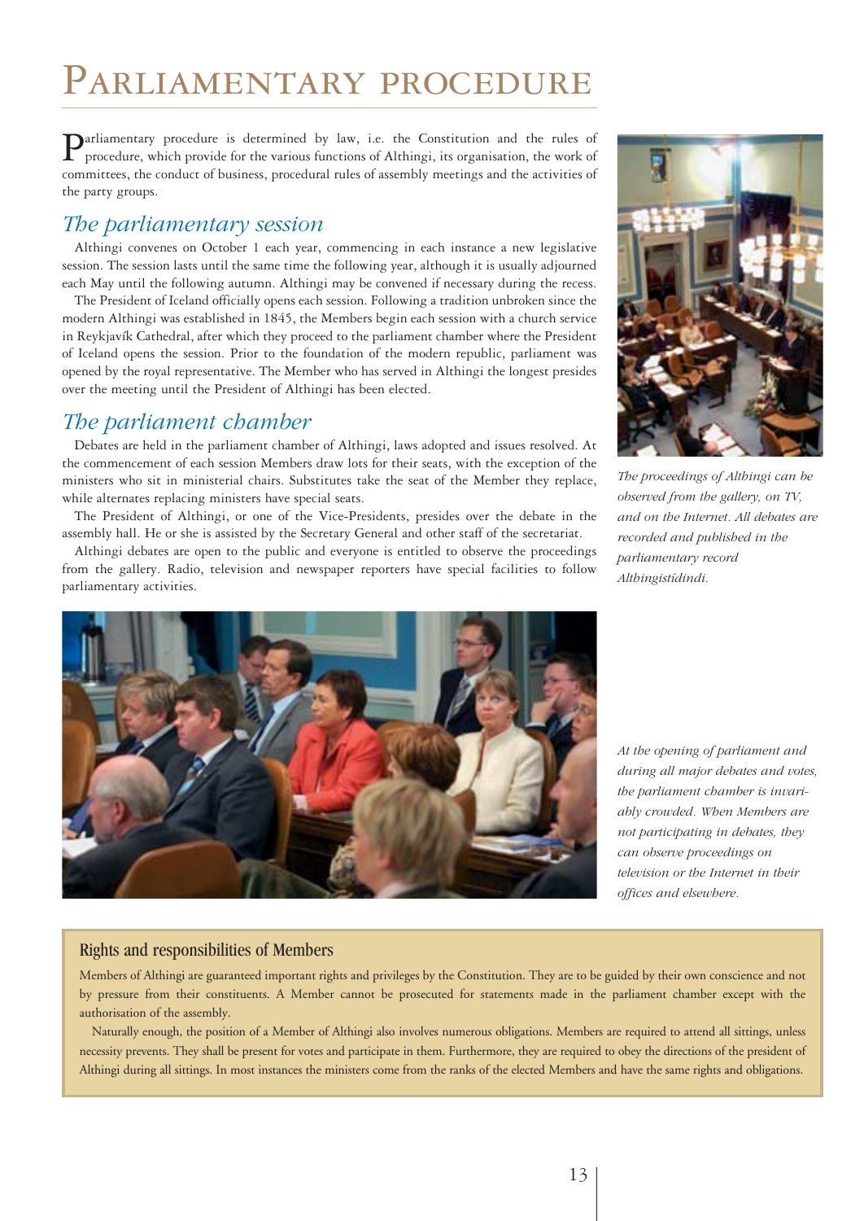# Parliamentary procedure

Parliamentary procedure is determined by law, i.e. the Constitution and the rules of procedure, which provide for the various functions of Althingi, its organisation, the work of committees, the conduct of business, procedural rules of assembly meetings and the activities of the party groups.

## *The parliamentary session*

Althingi convenes on October 1 each year, commencing in each instance a new legislative session. The session lasts until the same time the following year, although it is usually adjourned each May until the following autumn. Althingi may be convened if necessary during the recess.

The President of Iceland officially opens each session. Following a tradition unbroken since the modern Althingi was established in 1845, the Members begin each session with a church service in Reykjavík Cathedral, after which they proceed to the parliament chamber where the President of Iceland opens the session. Prior to the foundation of the modern republic, parliament was opened by the royal representative. The Member who has served in Althingi the longest presides over the meeting until the President of Althingi has been elected.

## *The parliament chamber*

Debates are held in the parliament chamber of Althingi, laws adopted and issues resolved. At the commencement of each session Members draw lots for their seats, with the exception of the ministers who sit in ministerial chairs. Substitutes take the seat of the Member they replace, while alternates replacing ministers have special seats.

The President of Althingi, or one of the Vice-Presidents, presides over the debate in the assembly hall. He or she is assisted by the Secretary General and other staff of the secretariat.

Althingi debates are open to the public and everyone is entitled to observe the proceedings from the gallery. Radio, television and newspaper reporters have special facilities to follow parliamentary activities.

*The proceedings of Althingi can be observed from the gallery, on TV, and on the Internet. All debates are recorded and published in the parliamentary record Althingistíðindi.*

*At the opening of parliament and during all major debates and votes, the parliament chamber is invariably crowded. When Members are not participating in debates, they can observe proceedings on television or the Internet in their offices and elsewhere.*

### Rights and responsibilities of Members

Members of Althingi are guaranteed important rights and privileges by the Constitution. They are to be guided by their own conscience and not by pressure from their constituents. A Member cannot be prosecuted for statements made in the parliament chamber except with the authorisation of the assembly.

Naturally enough, the position of a Member of Althingi also involves numerous obligations. Members are required to attend all sittings, unless necessity prevents. They shall be present for votes and participate in them. Furthermore, they are required to obey the directions of the president of Althingi during all sittings. In most instances the ministers come from the ranks of the elected Members and have the same rights and obligations.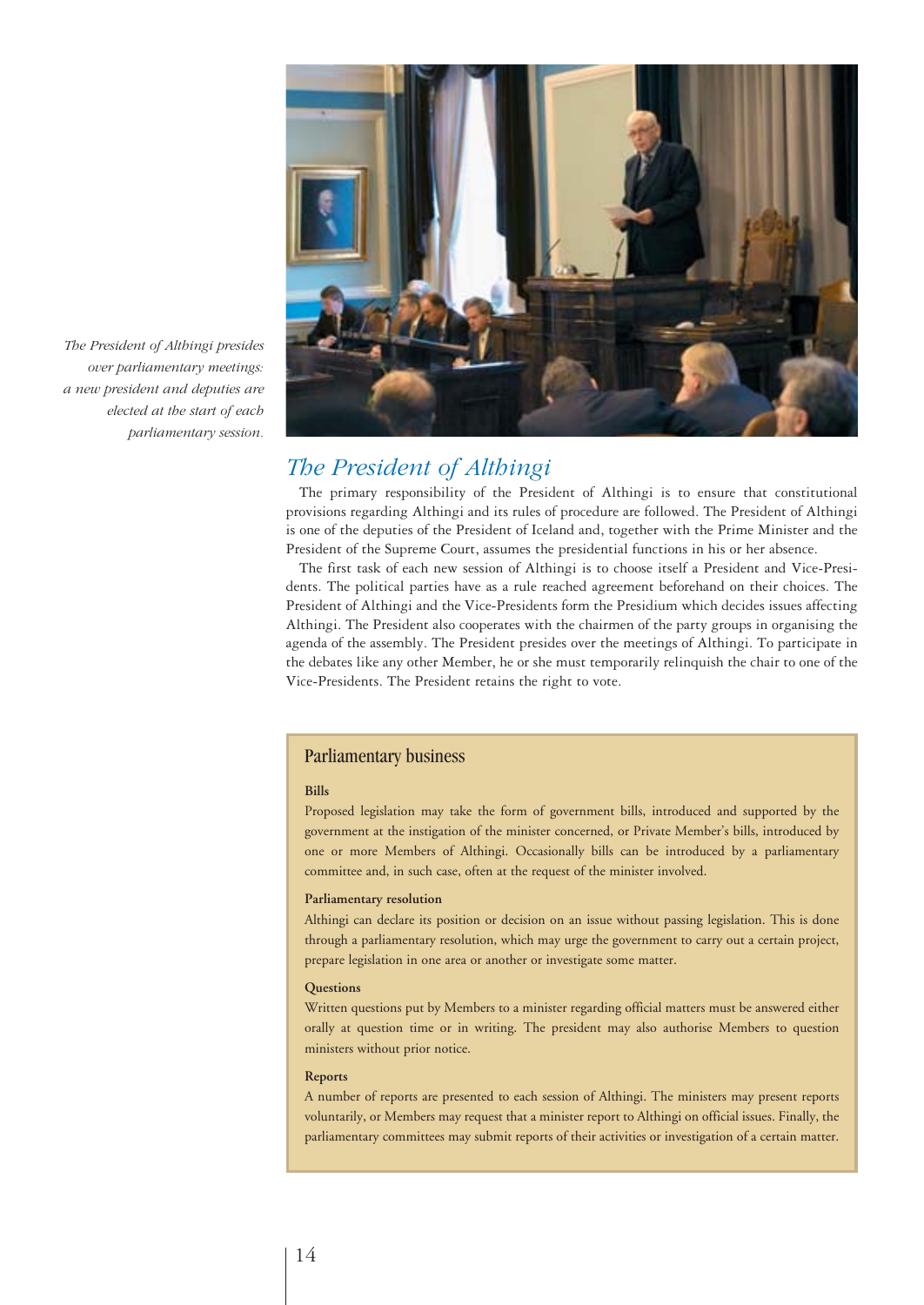*The President of Althingi presides over parliamentary meetings: a new president and deputies are elected at the start of each parliamentary session.*

## The President of Althingi

The primary responsibility of the President of Althingi is to ensure that constitutional provisions regarding Althingi and its rules of procedure are followed. The President of Althingi is one of the deputies of the President of Iceland and, together with the Prime Minister and the President of the Supreme Court, assumes the presidential functions in his or her absence.

The first task of each new session of Althingi is to choose itself a President and Vice-Presidents. The political parties have as a rule reached agreement beforehand on their choices. The President of Althingi and the Vice-Presidents form the Presidium which decides issues affecting Althingi. The President also cooperates with the chairmen of the party groups in organising the agenda of the assembly. The President presides over the meetings of Althingi. To participate in the debates like any other Member, he or she must temporarily relinquish the chair to one of the Vice-Presidents. The President retains the right to vote.

### Parliamentary business

**Bills**

Proposed legislation may take the form of government bills, introduced and supported by the government at the instigation of the minister concerned, or Private Member's bills, introduced by one or more Members of Althingi. Occasionally bills can be introduced by a parliamentary committee and, in such case, often at the request of the minister involved.

**Parliamentary resolution**

Althingi can declare its position or decision on an issue without passing legislation. This is done through a parliamentary resolution, which may urge the government to carry out a certain project, prepare legislation in one area or another or investigate some matter.

**Questions**

Written questions put by Members to a minister regarding official matters must be answered either orally at question time or in writing. The president may also authorise Members to question ministers without prior notice.

**Reports**

A number of reports are presented to each session of Althingi. The ministers may present reports voluntarily, or Members may request that a minister report to Althingi on official issues. Finally, the parliamentary committees may submit reports of their activities or investigation of a certain matter.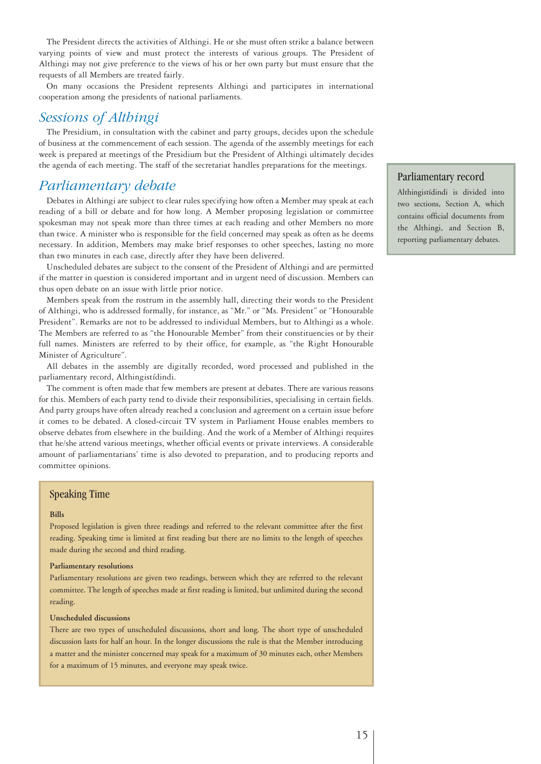The President directs the activities of Althingi. He or she must often strike a balance between varying points of view and must protect the interests of various groups. The President of Althingi may not give preference to the views of his or her own party but must ensure that the requests of all Members are treated fairly.

On many occasions the President represents Althingi and participates in international cooperation among the presidents of national parliaments.

## *Sessions of Althingi*

The Presidium, in consultation with the cabinet and party groups, decides upon the schedule of business at the commencement of each session. The agenda of the assembly meetings for each week is prepared at meetings of the Presidium but the President of Althingi ultimately decides the agenda of each meeting. The staff of the secretariat handles preparations for the meetings.

## *Parliamentary debate*

Debates in Althingi are subject to clear rules specifying how often a Member may speak at each reading of a bill or debate and for how long. A Member proposing legislation or committee spokesman may not speak more than three times at each reading and other Members no more than twice. A minister who is responsible for the field concerned may speak as often as he deems necessary. In addition, Members may make brief responses to other speeches, lasting no more than two minutes in each case, directly after they have been delivered.

Unscheduled debates are subject to the consent of the President of Althingi and are permitted if the matter in question is considered important and in urgent need of discussion. Members can thus open debate on an issue with little prior notice.

Members speak from the rostrum in the assembly hall, directing their words to the President of Althingi, who is addressed formally, for instance, as "Mr." or "Ms. President" or "Honourable President". Remarks are not to be addressed to individual Members, but to Althingi as a whole. The Members are referred to as "the Honourable Member" from their constituencies or by their full names. Ministers are referred to by their office, for example, as "the Right Honourable Minister of Agriculture".

All debates in the assembly are digitally recorded, word processed and published in the parliamentary record, Althingistídindi.

The comment is often made that few members are present at debates. There are various reasons for this. Members of each party tend to divide their responsibilities, specialising in certain fields. And party groups have often already reached a conclusion and agreement on a certain issue before it comes to be debated. A closed-circuit TV system in Parliament House enables members to observe debates from elsewhere in the building. And the work of a Member of Althingi requires that he/she attend various meetings, whether official events or private interviews. A considerable amount of parliamentarians' time is also devoted to preparation, and to producing reports and committee opinions.

### Parliamentary record

Althingistídindi is divided into two sections, Section A, which contains official documents from the Althingi, and Section B, reporting parliamentary debates.

### Speaking Time

**Bills**

Proposed legislation is given three readings and referred to the relevant committee after the first reading. Speaking time is limited at first reading but there are no limits to the length of speeches made during the second and third reading.

**Parliamentary resolutions**

Parliamentary resolutions are given two readings, between which they are referred to the relevant committee. The length of speeches made at first reading is limited, but unlimited during the second reading.

**Unscheduled discussions**

There are two types of unscheduled discussions, short and long. The short type of unscheduled discussion lasts for half an hour. In the longer discussions the rule is that the Member introducing a matter and the minister concerned may speak for a maximum of 30 minutes each, other Members for a maximum of 15 minutes, and everyone may speak twice.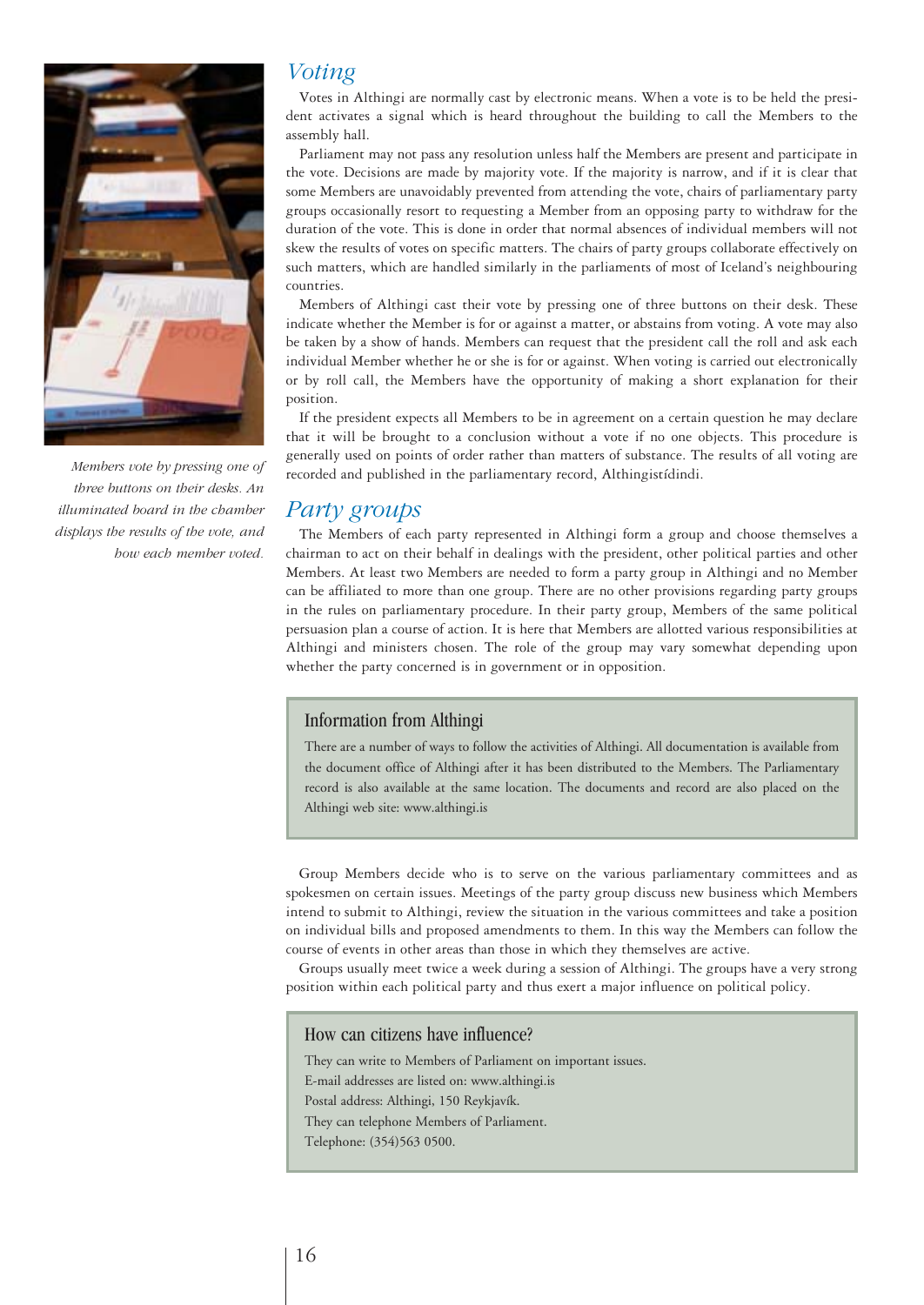## Voting

Votes in Althingi are normally cast by electronic means. When a vote is to be held the president activates a signal which is heard throughout the building to call the Members to the assembly hall.

Parliament may not pass any resolution unless half the Members are present and participate in the vote. Decisions are made by majority vote. If the majority is narrow, and if it is clear that some Members are unavoidably prevented from attending the vote, chairs of parliamentary party groups occasionally resort to requesting a Member from an opposing party to withdraw for the duration of the vote. This is done in order that normal absences of individual members will not skew the results of votes on specific matters. The chairs of party groups collaborate effectively on such matters, which are handled similarly in the parliaments of most of Iceland's neighbouring countries.

Members of Althingi cast their vote by pressing one of three buttons on their desk. These indicate whether the Member is for or against a matter, or abstains from voting. A vote may also be taken by a show of hands. Members can request that the president call the roll and ask each individual Member whether he or she is for or against. When voting is carried out electronically or by roll call, the Members have the opportunity of making a short explanation for their position.

If the president expects all Members to be in agreement on a certain question he may declare that it will be brought to a conclusion without a vote if no one objects. This procedure is generally used on points of order rather than matters of substance. The results of all voting are recorded and published in the parliamentary record, Althingistíðindi.

*Members vote by pressing one of three buttons on their desks. An illuminated board in the chamber displays the results of the vote, and how each member voted.*

## Party groups

The Members of each party represented in Althingi form a group and choose themselves a chairman to act on their behalf in dealings with the president, other political parties and other Members. At least two Members are needed to form a party group in Althingi and no Member can be affiliated to more than one group. There are no other provisions regarding party groups in the rules on parliamentary procedure. In their party group, Members of the same political persuasion plan a course of action. It is here that Members are allotted various responsibilities at Althingi and ministers chosen. The role of the group may vary somewhat depending upon whether the party concerned is in government or in opposition.

### Information from Althingi

There are a number of ways to follow the activities of Althingi. All documentation is available from the document office of Althingi after it has been distributed to the Members. The Parliamentary record is also available at the same location. The documents and record are also placed on the Althingi web site: www.althingi.is

Group Members decide who is to serve on the various parliamentary committees and as spokesmen on certain issues. Meetings of the party group discuss new business which Members intend to submit to Althingi, review the situation in the various committees and take a position on individual bills and proposed amendments to them. In this way the Members can follow the course of events in other areas than those in which they themselves are active.

Groups usually meet twice a week during a session of Althingi. The groups have a very strong position within each political party and thus exert a major influence on political policy.

### How can citizens have influence?

They can write to Members of Parliament on important issues.
E-mail addresses are listed on: www.althingi.is
Postal address: Althingi, 150 Reykjavík.
They can telephone Members of Parliament.
Telephone: (354)563 0500.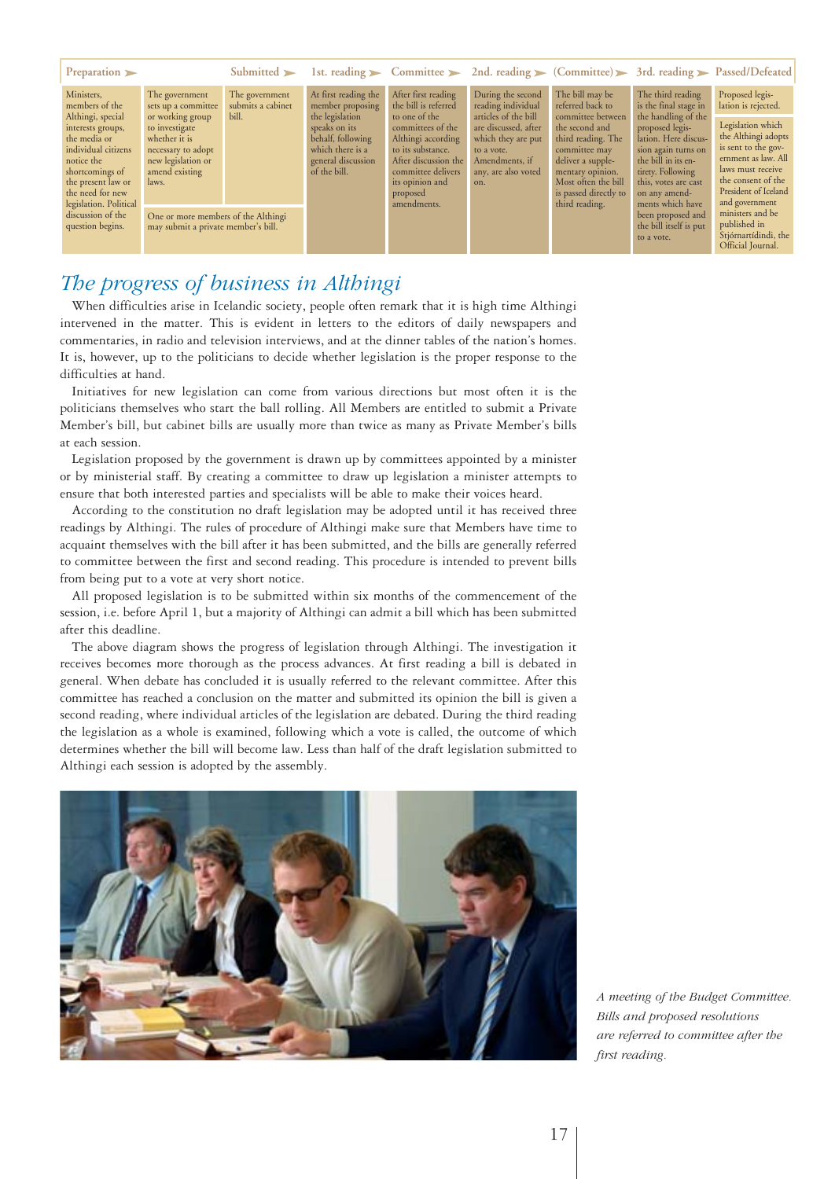| Preparation ➢ | | Submitted ➢ | 1st. reading ➢ | Committee ➢ | 2nd. reading ➢ | (Committee) ➢ | 3rd. reading ➢ | Passed/Defeated |
|---|---|---|---|---|---|---|---|---|
| Ministers, members of the Althingi, special interests groups, the media or individual citizens notice the shortcomings of the present law or the need for new legislation. Political discussion of the question begins. | The government sets up a committee or working group to investigate whether it is necessary to adopt new legislation or amend existing laws. | The government submits a cabinet bill. | At first reading the member proposing the legislation speaks on its behalf, following which there is a general discussion of the bill. | After first reading the bill is referred to one of the committees of the Althingi according to its substance. After discussion the committee delivers its opinion and proposed amendments. | During the second reading individual articles of the bill are discussed, after which they are put to a vote. Amendments, if any, are also voted on. | The bill may be referred back to committee between the second and third reading. The committee may deliver a supplementary opinion. Most often the bill is passed directly to third reading. | The third reading is the final stage in the handling of the proposed legislation. Here discussion again turns on the bill in its entirety. Following this, votes are cast on any amendments which have been proposed and the bill itself is put to a vote. | Proposed legislation is rejected. |
| | One or more members of the Althingi may submit a private member's bill. | | | | | | | Legislation which the Althingi adopts is sent to the government as law. All laws must receive the consent of the President of Iceland and government ministers and be published in Stjórnartíðindi, the Official Journal. |

## *The progress of business in Althingi*

When difficulties arise in Icelandic society, people often remark that it is high time Althingi intervened in the matter. This is evident in letters to the editors of daily newspapers and commentaries, in radio and television interviews, and at the dinner tables of the nation's homes. It is, however, up to the politicians to decide whether legislation is the proper response to the difficulties at hand.

Initiatives for new legislation can come from various directions but most often it is the politicians themselves who start the ball rolling. All Members are entitled to submit a Private Member's bill, but cabinet bills are usually more than twice as many as Private Member's bills at each session.

Legislation proposed by the government is drawn up by committees appointed by a minister or by ministerial staff. By creating a committee to draw up legislation a minister attempts to ensure that both interested parties and specialists will be able to make their voices heard.

According to the constitution no draft legislation may be adopted until it has received three readings by Althingi. The rules of procedure of Althingi make sure that Members have time to acquaint themselves with the bill after it has been submitted, and the bills are generally referred to committee between the first and second reading. This procedure is intended to prevent bills from being put to a vote at very short notice.

All proposed legislation is to be submitted within six months of the commencement of the session, i.e. before April 1, but a majority of Althingi can admit a bill which has been submitted after this deadline.

The above diagram shows the progress of legislation through Althingi. The investigation it receives becomes more thorough as the process advances. At first reading a bill is debated in general. When debate has concluded it is usually referred to the relevant committee. After this committee has reached a conclusion on the matter and submitted its opinion the bill is given a second reading, where individual articles of the legislation are debated. During the third reading the legislation as a whole is examined, following which a vote is called, the outcome of which determines whether the bill will become law. Less than half of the draft legislation submitted to Althingi each session is adopted by the assembly.

*A meeting of the Budget Committee. Bills and proposed resolutions are referred to committee after the first reading.*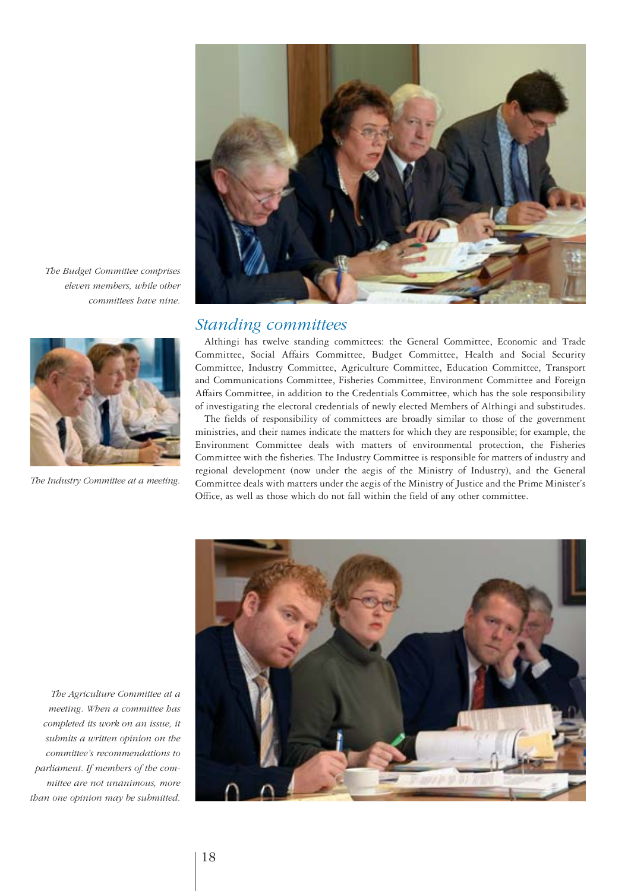*The Budget Committee comprises eleven members, while other committees have nine.*

## Standing committees

Althingi has twelve standing committees: the General Committee, Economic and Trade Committee, Social Affairs Committee, Budget Committee, Health and Social Security Committee, Industry Committee, Agriculture Committee, Education Committee, Transport and Communications Committee, Fisheries Committee, Environment Committee and Foreign Affairs Committee, in addition to the Credentials Committee, which has the sole responsibility of investigating the electoral credentials of newly elected Members of Althingi and substitutes.

The fields of responsibility of committees are broadly similar to those of the government ministries, and their names indicate the matters for which they are responsible; for example, the Environment Committee deals with matters of environmental protection, the Fisheries Committee with the fisheries. The Industry Committee is responsible for matters of industry and regional development (now under the aegis of the Ministry of Industry), and the General Committee deals with matters under the aegis of the Ministry of Justice and the Prime Minister's Office, as well as those which do not fall within the field of any other committee.

*The Industry Committee at a meeting.*

*The Agriculture Committee at a meeting. When a committee has completed its work on an issue, it submits a written opinion on the committee's recommendations to parliament. If members of the committee are not unanimous, more than one opinion may be submitted.*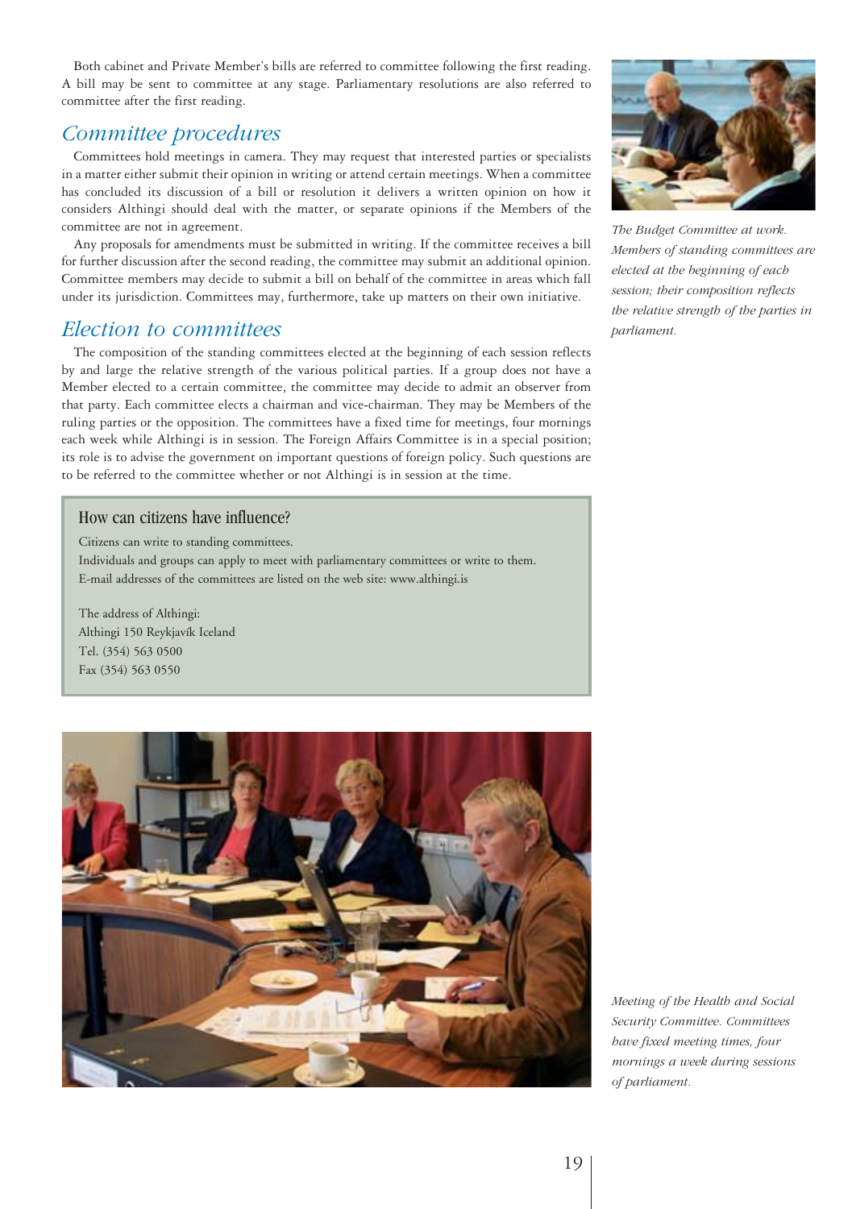Both cabinet and Private Member's bills are referred to committee following the first reading. A bill may be sent to committee at any stage. Parliamentary resolutions are also referred to committee after the first reading.

## *Committee procedures*

Committees hold meetings in camera. They may request that interested parties or specialists in a matter either submit their opinion in writing or attend certain meetings. When a committee has concluded its discussion of a bill or resolution it delivers a written opinion on how it considers Althingi should deal with the matter, or separate opinions if the Members of the committee are not in agreement.

Any proposals for amendments must be submitted in writing. If the committee receives a bill for further discussion after the second reading, the committee may submit an additional opinion. Committee members may decide to submit a bill on behalf of the committee in areas which fall under its jurisdiction. Committees may, furthermore, take up matters on their own initiative.

## *Election to committees*

The composition of the standing committees elected at the beginning of each session reflects by and large the relative strength of the various political parties. If a group does not have a Member elected to a certain committee, the committee may decide to admit an observer from that party. Each committee elects a chairman and vice-chairman. They may be Members of the ruling parties or the opposition. The committees have a fixed time for meetings, four mornings each week while Althingi is in session. The Foreign Affairs Committee is in a special position; its role is to advise the government on important questions of foreign policy. Such questions are to be referred to the committee whether or not Althingi is in session at the time.

### How can citizens have influence?

Citizens can write to standing committees.
Individuals and groups can apply to meet with parliamentary committees or write to them.
E-mail addresses of the committees are listed on the web site: www.althingi.is

The address of Althingi:
Althingi 150 Reykjavík Iceland
Tel. (354) 563 0500
Fax (354) 563 0550

*The Budget Committee at work. Members of standing committees are elected at the beginning of each session; their composition reflects the relative strength of the parties in parliament.*

*Meeting of the Health and Social Security Committee. Committees have fixed meeting times, four mornings a week during sessions of parliament.*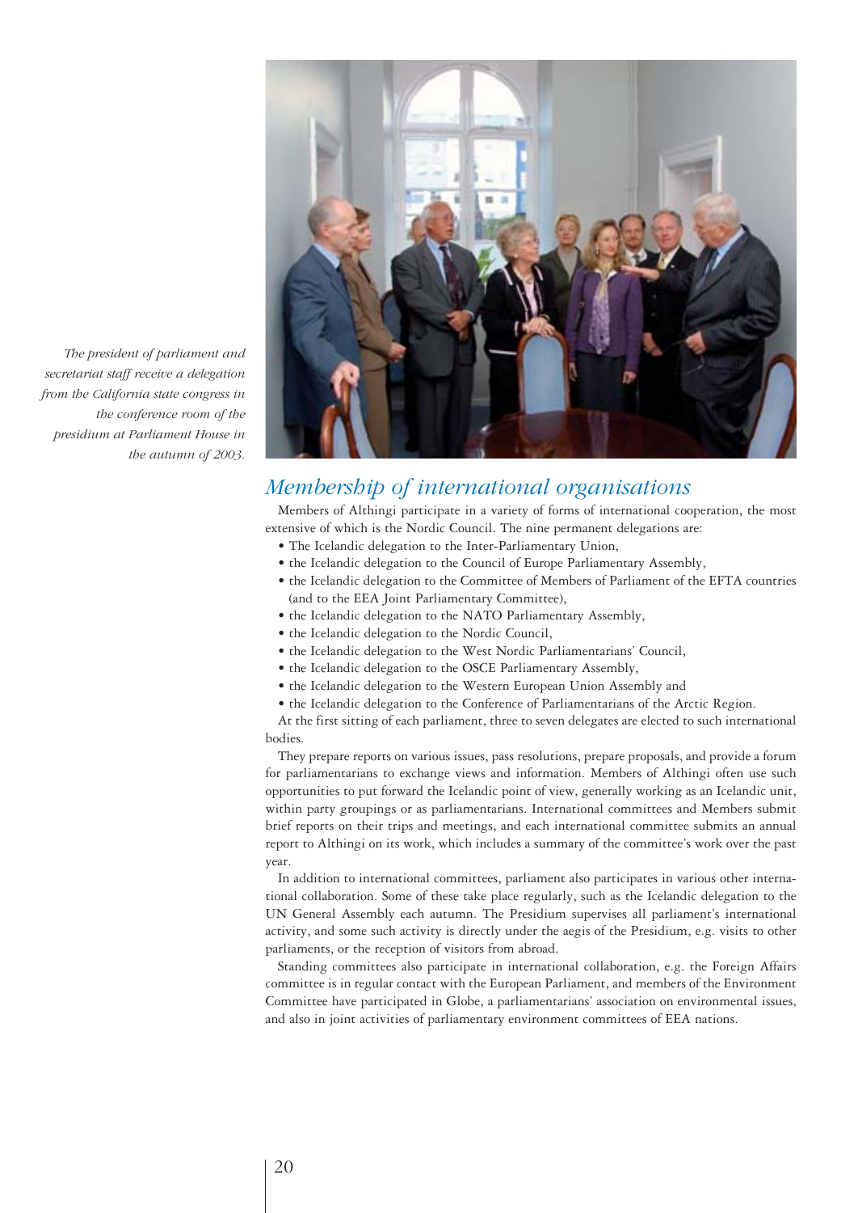*The president of parliament and secretariat staff receive a delegation from the California state congress in the conference room of the presidium at Parliament House in the autumn of 2003.*

## *Membership of international organisations*

Members of Althingi participate in a variety of forms of international cooperation, the most extensive of which is the Nordic Council. The nine permanent delegations are:

- The Icelandic delegation to the Inter-Parliamentary Union,
- the Icelandic delegation to the Council of Europe Parliamentary Assembly,
- the Icelandic delegation to the Committee of Members of Parliament of the EFTA countries (and to the EEA Joint Parliamentary Committee),
- the Icelandic delegation to the NATO Parliamentary Assembly,
- the Icelandic delegation to the Nordic Council,
- the Icelandic delegation to the West Nordic Parliamentarians' Council,
- the Icelandic delegation to the OSCE Parliamentary Assembly,
- the Icelandic delegation to the Western European Union Assembly and
- the Icelandic delegation to the Conference of Parliamentarians of the Arctic Region.

At the first sitting of each parliament, three to seven delegates are elected to such international bodies.

They prepare reports on various issues, pass resolutions, prepare proposals, and provide a forum for parliamentarians to exchange views and information. Members of Althingi often use such opportunities to put forward the Icelandic point of view, generally working as an Icelandic unit, within party groupings or as parliamentarians. International committees and Members submit brief reports on their trips and meetings, and each international committee submits an annual report to Althingi on its work, which includes a summary of the committee's work over the past year.

In addition to international committees, parliament also participates in various other international collaboration. Some of these take place regularly, such as the Icelandic delegation to the UN General Assembly each autumn. The Presidium supervises all parliament's international activity, and some such activity is directly under the aegis of the Presidium, e.g. visits to other parliaments, or the reception of visitors from abroad.

Standing committees also participate in international collaboration, e.g. the Foreign Affairs committee is in regular contact with the European Parliament, and members of the Environment Committee have participated in Globe, a parliamentarians' association on environmental issues, and also in joint activities of parliamentary environment committees of EEA nations.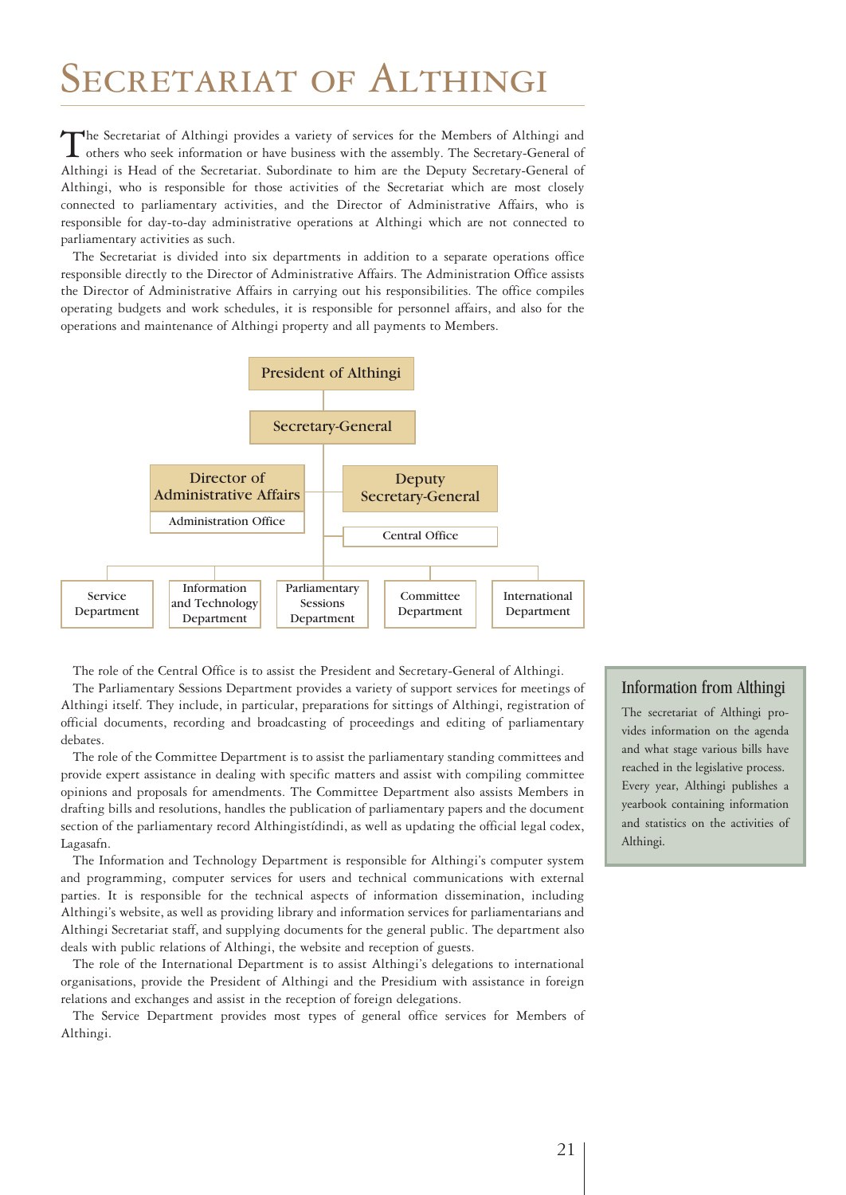# Secretariat of Althingi

The Secretariat of Althingi provides a variety of services for the Members of Althingi and others who seek information or have business with the assembly. The Secretary-General of Althingi is Head of the Secretariat. Subordinate to him are the Deputy Secretary-General of Althingi, who is responsible for those activities of the Secretariat which are most closely connected to parliamentary activities, and the Director of Administrative Affairs, who is responsible for day-to-day administrative operations at Althingi which are not connected to parliamentary activities as such.

The Secretariat is divided into six departments in addition to a separate operations office responsible directly to the Director of Administrative Affairs. The Administration Office assists the Director of Administrative Affairs in carrying out his responsibilities. The office compiles operating budgets and work schedules, it is responsible for personnel affairs, and also for the operations and maintenance of Althingi property and all payments to Members.

- President of Althingi
  - Secretary-General
    - Director of Administrative Affairs
      - Administration Office
    - Deputy Secretary-General
      - Central Office
    - Service Department
    - Information and Technology Department
    - Parliamentary Sessions Department
    - Committee Department
    - International Department

The role of the Central Office is to assist the President and Secretary-General of Althingi.

The Parliamentary Sessions Department provides a variety of support services for meetings of Althingi itself. They include, in particular, preparations for sittings of Althingi, registration of official documents, recording and broadcasting of proceedings and editing of parliamentary debates.

The role of the Committee Department is to assist the parliamentary standing committees and provide expert assistance in dealing with specific matters and assist with compiling committee opinions and proposals for amendments. The Committee Department also assists Members in drafting bills and resolutions, handles the publication of parliamentary papers and the document section of the parliamentary record Althingistídindi, as well as updating the official legal codex, Lagasafn.

The Information and Technology Department is responsible for Althingi's computer system and programming, computer services for users and technical communications with external parties. It is responsible for the technical aspects of information dissemination, including Althingi's website, as well as providing library and information services for parliamentarians and Althingi Secretariat staff, and supplying documents for the general public. The department also deals with public relations of Althingi, the website and reception of guests.

The role of the International Department is to assist Althingi's delegations to international organisations, provide the President of Althingi and the Presidium with assistance in foreign relations and exchanges and assist in the reception of foreign delegations.

The Service Department provides most types of general office services for Members of Althingi.

## Information from Althingi

The secretariat of Althingi provides information on the agenda and what stage various bills have reached in the legislative process. Every year, Althingi publishes a yearbook containing information and statistics on the activities of Althingi.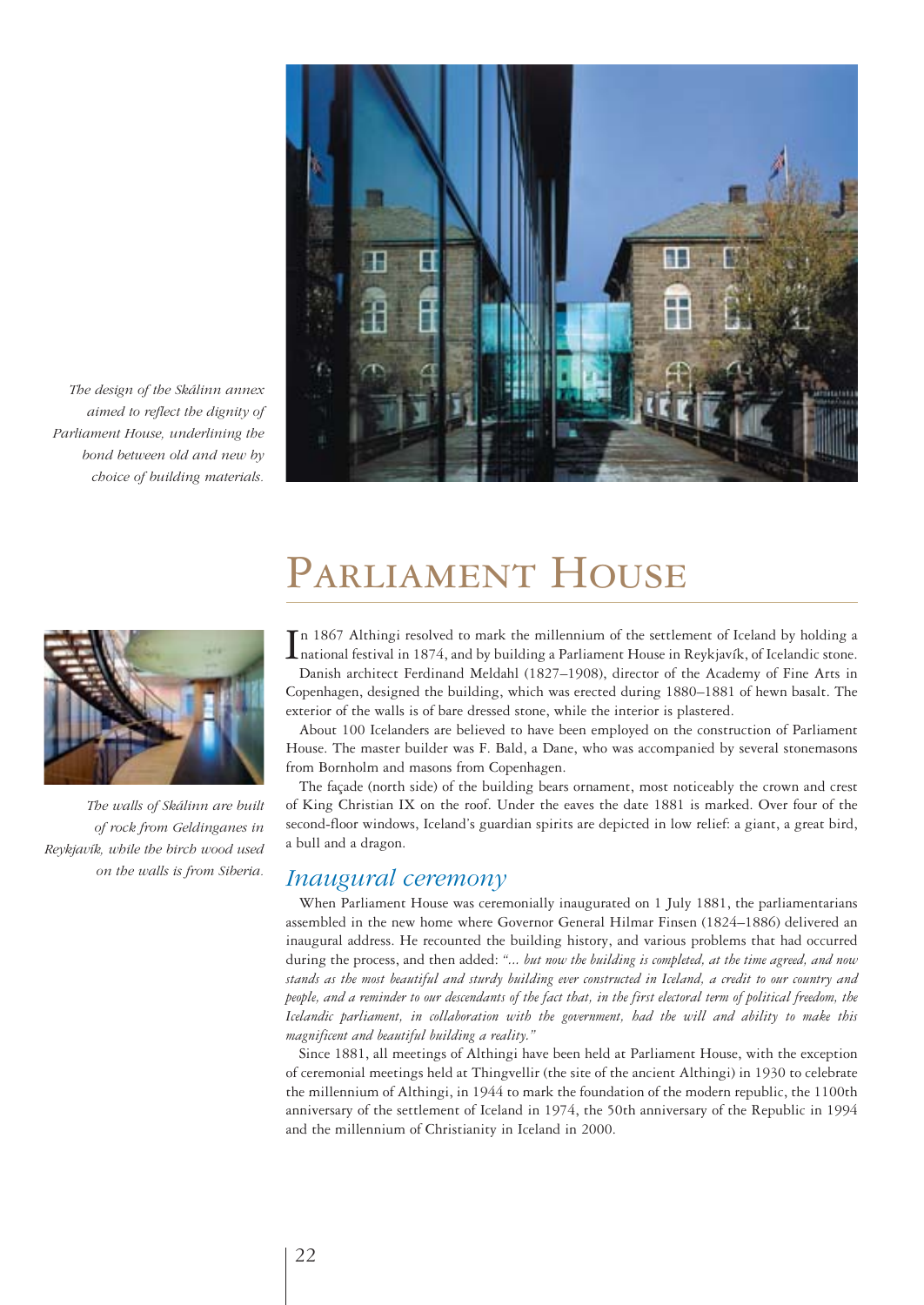*The design of the Skálinn annex aimed to reflect the dignity of Parliament House, underlining the bond between old and new by choice of building materials.*

*The walls of Skálinn are built of rock from Geldinganes in Reykjavík, while the birch wood used on the walls is from Siberia.*

# Parliament House

In 1867 Althingi resolved to mark the millennium of the settlement of Iceland by holding a national festival in 1874, and by building a Parliament House in Reykjavík, of Icelandic stone.

Danish architect Ferdinand Meldahl (1827–1908), director of the Academy of Fine Arts in Copenhagen, designed the building, which was erected during 1880–1881 of hewn basalt. The exterior of the walls is of bare dressed stone, while the interior is plastered.

About 100 Icelanders are believed to have been employed on the construction of Parliament House. The master builder was F. Bald, a Dane, who was accompanied by several stonemasons from Bornholm and masons from Copenhagen.

The façade (north side) of the building bears ornament, most noticeably the crown and crest of King Christian IX on the roof. Under the eaves the date 1881 is marked. Over four of the second-floor windows, Iceland's guardian spirits are depicted in low relief: a giant, a great bird, a bull and a dragon.

## Inaugural ceremony

When Parliament House was ceremonially inaugurated on 1 July 1881, the parliamentarians assembled in the new home where Governor General Hilmar Finsen (1824–1886) delivered an inaugural address. He recounted the building history, and various problems that had occurred during the process, and then added: *"... but now the building is completed, at the time agreed, and now stands as the most beautiful and sturdy building ever constructed in Iceland, a credit to our country and people, and a reminder to our descendants of the fact that, in the first electoral term of political freedom, the Icelandic parliament, in collaboration with the government, had the will and ability to make this magnificent and beautiful building a reality."*

Since 1881, all meetings of Althingi have been held at Parliament House, with the exception of ceremonial meetings held at Thingvellir (the site of the ancient Althingi) in 1930 to celebrate the millennium of Althingi, in 1944 to mark the foundation of the modern republic, the 1100th anniversary of the settlement of Iceland in 1974, the 50th anniversary of the Republic in 1994 and the millennium of Christianity in Iceland in 2000.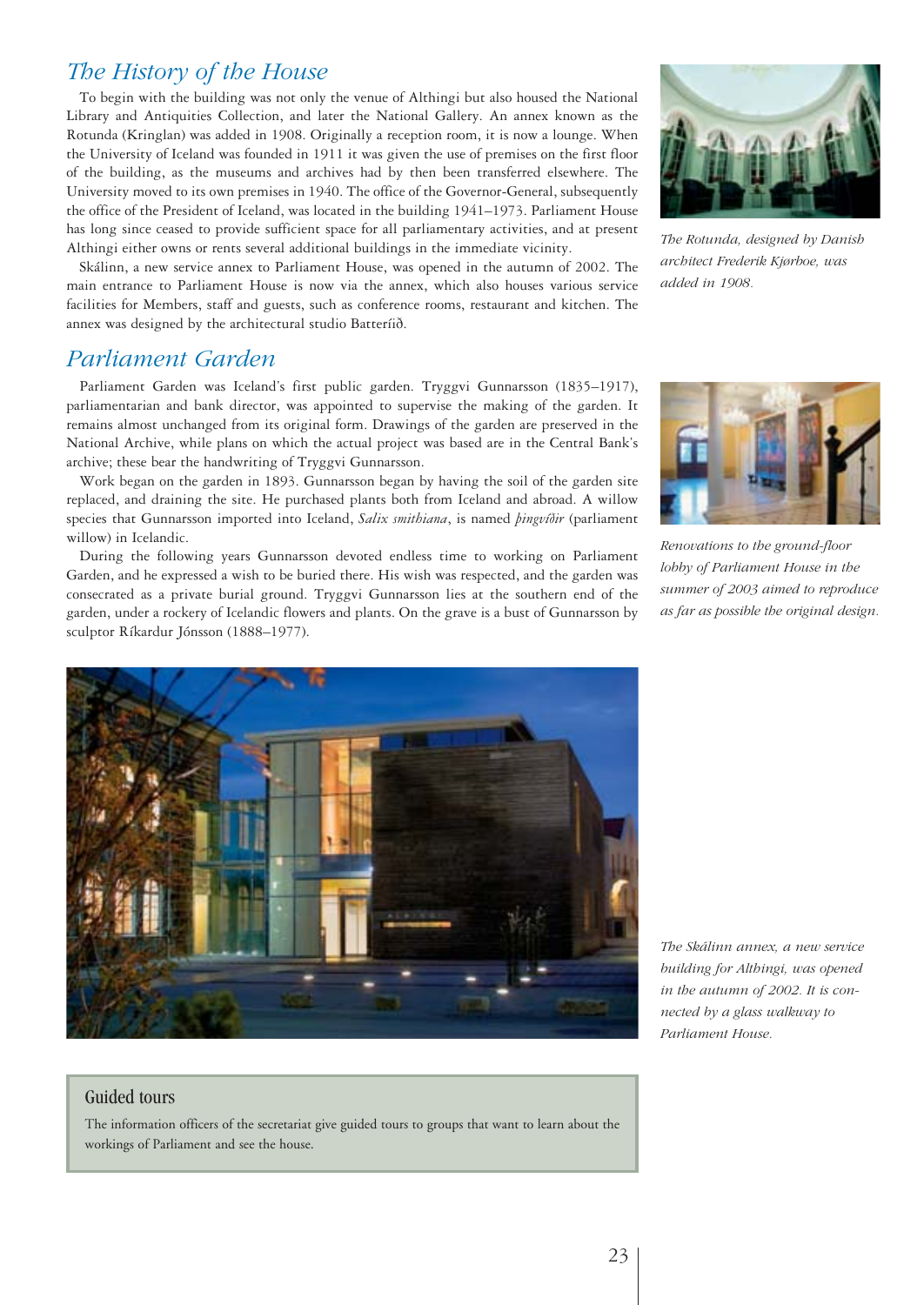## *The History of the House*

To begin with the building was not only the venue of Althingi but also housed the National Library and Antiquities Collection, and later the National Gallery. An annex known as the Rotunda (Kringlan) was added in 1908. Originally a reception room, it is now a lounge. When the University of Iceland was founded in 1911 it was given the use of premises on the first floor of the building, as the museums and archives had by then been transferred elsewhere. The University moved to its own premises in 1940. The office of the Governor-General, subsequently the office of the President of Iceland, was located in the building 1941–1973. Parliament House has long since ceased to provide sufficient space for all parliamentary activities, and at present Althingi either owns or rents several additional buildings in the immediate vicinity.

Skálinn, a new service annex to Parliament House, was opened in the autumn of 2002. The main entrance to Parliament House is now via the annex, which also houses various service facilities for Members, staff and guests, such as conference rooms, restaurant and kitchen. The annex was designed by the architectural studio Batteríið.

*The Rotunda, designed by Danish architect Frederik Kjørboe, was added in 1908.*

## *Parliament Garden*

Parliament Garden was Iceland's first public garden. Tryggvi Gunnarsson (1835–1917), parliamentarian and bank director, was appointed to supervise the making of the garden. It remains almost unchanged from its original form. Drawings of the garden are preserved in the National Archive, while plans on which the actual project was based are in the Central Bank's archive; these bear the handwriting of Tryggvi Gunnarsson.

Work began on the garden in 1893. Gunnarsson began by having the soil of the garden site replaced, and draining the site. He purchased plants both from Iceland and abroad. A willow species that Gunnarsson imported into Iceland, *Salix smithiana*, is named *þingvíðir* (parliament willow) in Icelandic.

During the following years Gunnarsson devoted endless time to working on Parliament Garden, and he expressed a wish to be buried there. His wish was respected, and the garden was consecrated as a private burial ground. Tryggvi Gunnarsson lies at the southern end of the garden, under a rockery of Icelandic flowers and plants. On the grave is a bust of Gunnarsson by sculptor Ríkardur Jónsson (1888–1977).

*Renovations to the ground-floor lobby of Parliament House in the summer of 2003 aimed to reproduce as far as possible the original design.*

*The Skálinn annex, a new service building for Althingi, was opened in the autumn of 2002. It is connected by a glass walkway to Parliament House.*

### Guided tours

The information officers of the secretariat give guided tours to groups that want to learn about the workings of Parliament and see the house.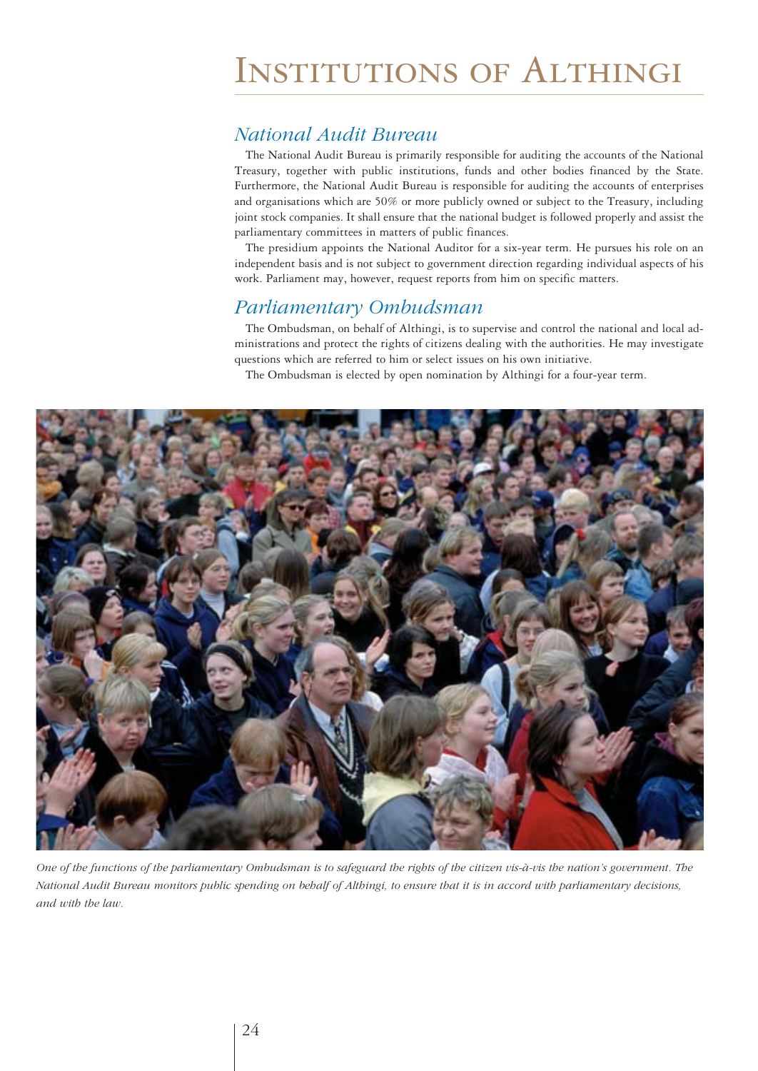# Institutions of Althingi

## National Audit Bureau

The National Audit Bureau is primarily responsible for auditing the accounts of the National Treasury, together with public institutions, funds and other bodies financed by the State. Furthermore, the National Audit Bureau is responsible for auditing the accounts of enterprises and organisations which are 50% or more publicly owned or subject to the Treasury, including joint stock companies. It shall ensure that the national budget is followed properly and assist the parliamentary committees in matters of public finances.

The presidium appoints the National Auditor for a six-year term. He pursues his role on an independent basis and is not subject to government direction regarding individual aspects of his work. Parliament may, however, request reports from him on specific matters.

## Parliamentary Ombudsman

The Ombudsman, on behalf of Althingi, is to supervise and control the national and local administrations and protect the rights of citizens dealing with the authorities. He may investigate questions which are referred to him or select issues on his own initiative.

The Ombudsman is elected by open nomination by Althingi for a four-year term.

*One of the functions of the parliamentary Ombudsman is to safeguard the rights of the citizen vis-à-vis the nation's government. The National Audit Bureau monitors public spending on behalf of Althingi, to ensure that it is in accord with parliamentary decisions, and with the law.*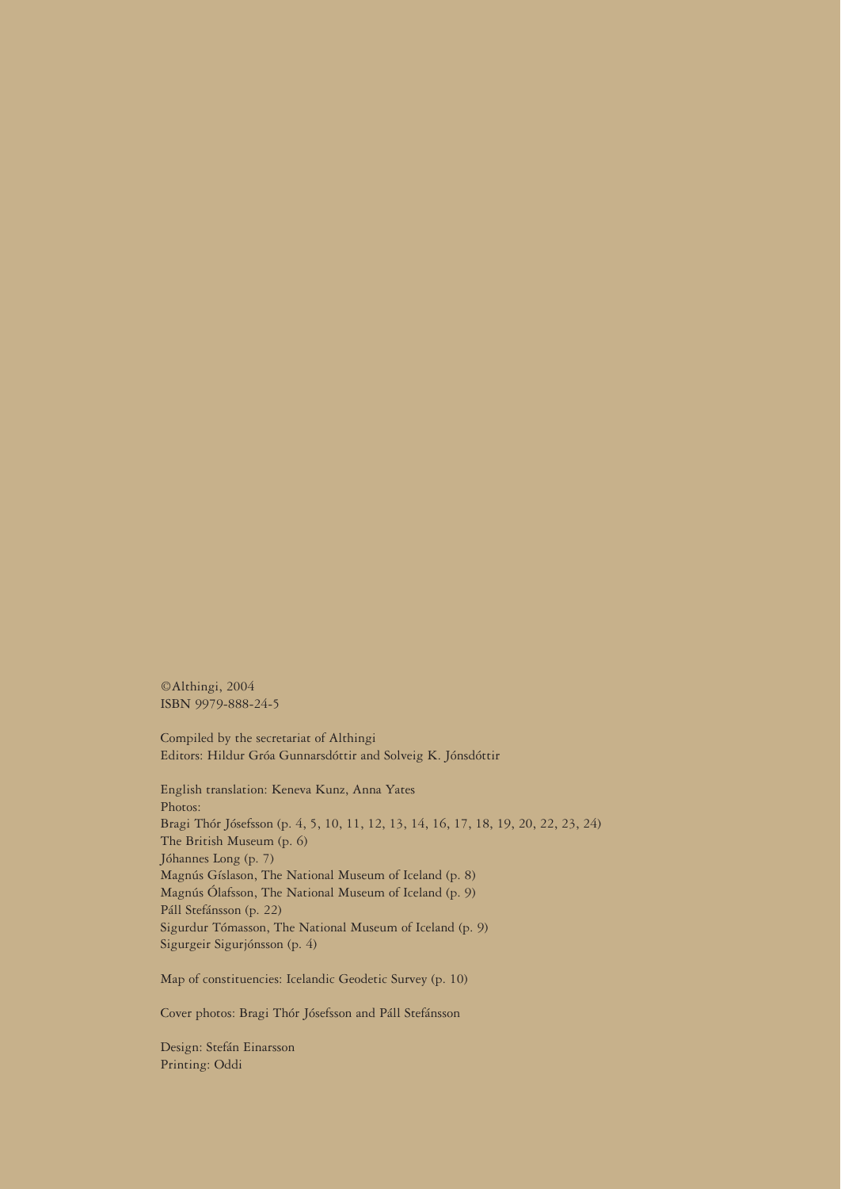©Althingi, 2004
ISBN 9979-888-24-5

Compiled by the secretariat of Althingi
Editors: Hildur Gróa Gunnarsdóttir and Solveig K. Jónsdóttir

English translation: Keneva Kunz, Anna Yates
Photos:
Bragi Thór Jósefsson (p. 4, 5, 10, 11, 12, 13, 14, 16, 17, 18, 19, 20, 22, 23, 24)
The British Museum (p. 6)
Jóhannes Long (p. 7)
Magnús Gíslason, The National Museum of Iceland (p. 8)
Magnús Ólafsson, The National Museum of Iceland (p. 9)
Páll Stefánsson (p. 22)
Sigurdur Tómasson, The National Museum of Iceland (p. 9)
Sigurgeir Sigurjónsson (p. 4)

Map of constituencies: Icelandic Geodetic Survey (p. 10)

Cover photos: Bragi Thór Jósefsson and Páll Stefánsson

Design: Stefán Einarsson
Printing: Oddi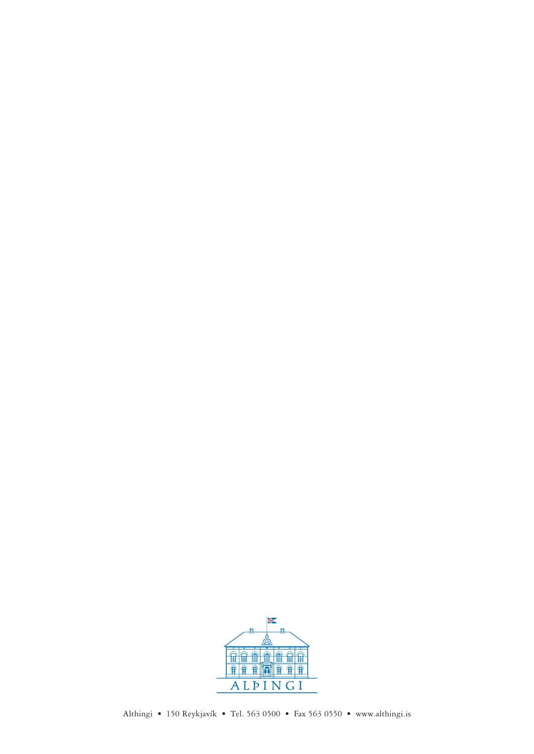ALÞINGI

Althingi • 150 Reykjavík • Tel. 563 0500 • Fax 563 0550 • www.althingi.is